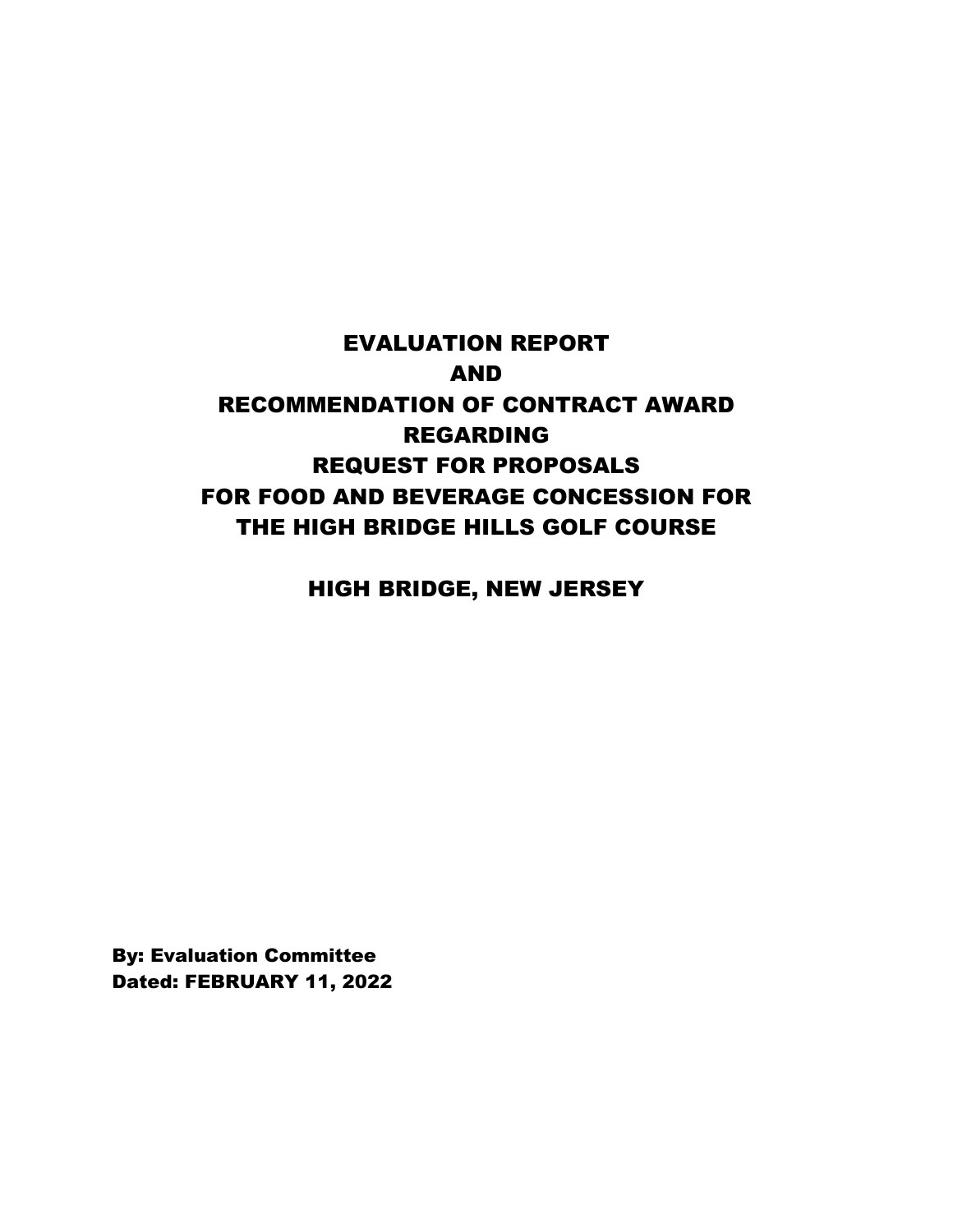# EVALUATION REPORT
# AND
# RECOMMENDATION OF CONTRACT AWARD
# REGARDING
# REQUEST FOR PROPOSALS
# FOR FOOD AND BEVERAGE CONCESSION FOR THE HIGH BRIDGE HILLS GOLF COURSE

## HIGH BRIDGE, NEW JERSEY

**By: Evaluation Committee**
**Dated: FEBRUARY 11, 2022**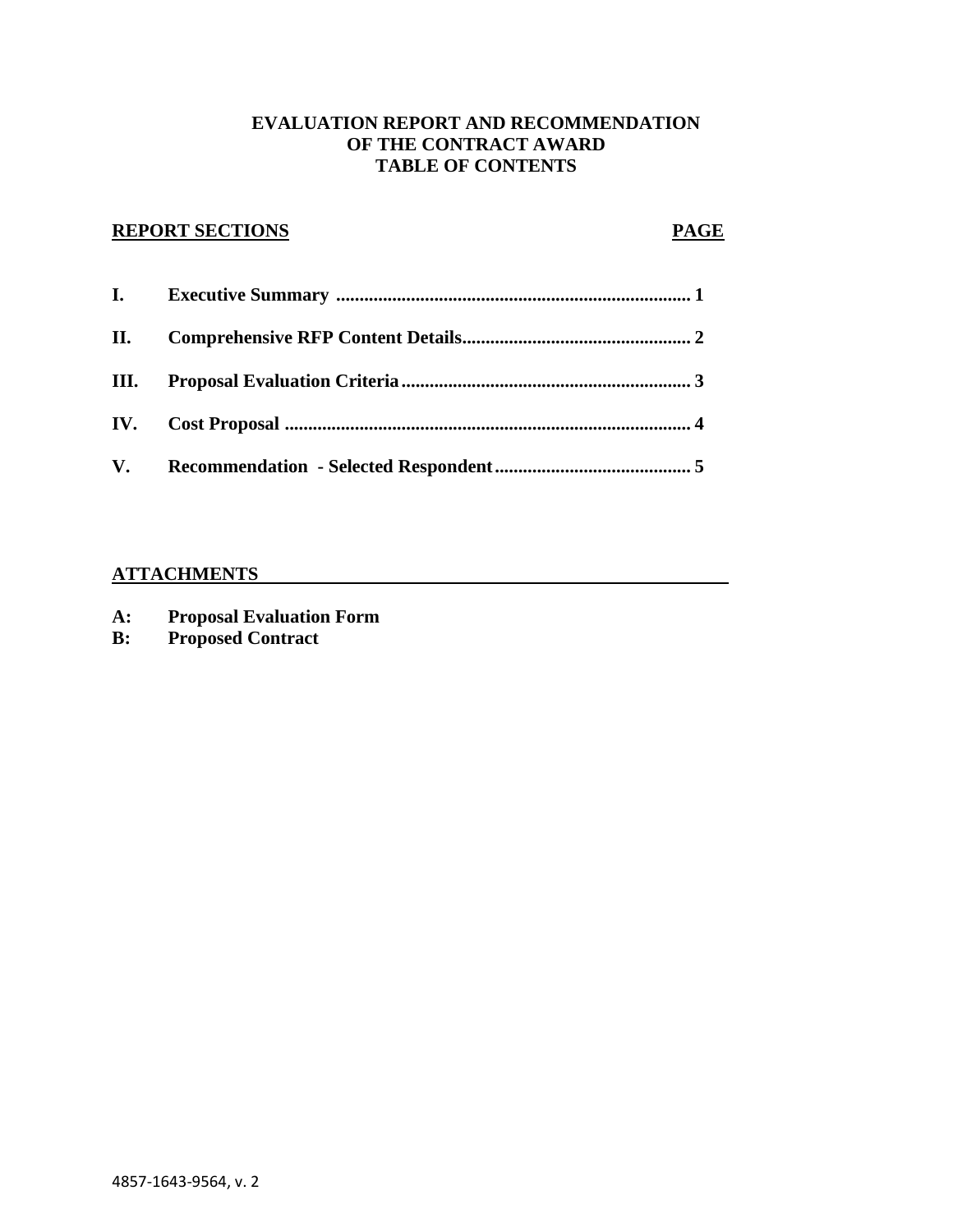**EVALUATION REPORT AND RECOMMENDATION OF THE CONTRACT AWARD TABLE OF CONTENTS**

| REPORT SECTIONS | | PAGE |
|---|---|---|
| I. | Executive Summary | 1 |
| II. | Comprehensive RFP Content Details | 2 |
| III. | Proposal Evaluation Criteria | 3 |
| IV. | Cost Proposal | 4 |
| V. | Recommendation - Selected Respondent | 5 |

**ATTACHMENTS**

**A: Proposal Evaluation Form**
**B: Proposed Contract**

4857-1643-9564, v. 2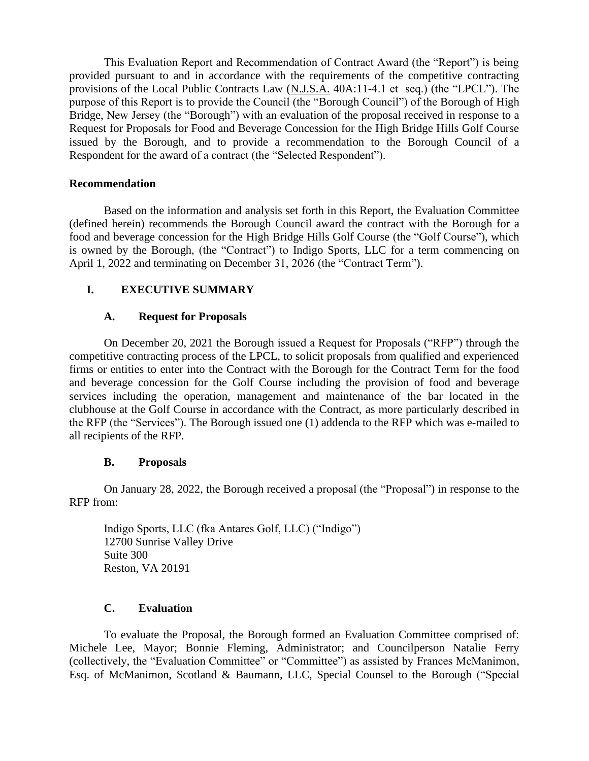This Evaluation Report and Recommendation of Contract Award (the "Report") is being provided pursuant to and in accordance with the requirements of the competitive contracting provisions of the Local Public Contracts Law (N.J.S.A. 40A:11-4.1 et seq.) (the "LPCL"). The purpose of this Report is to provide the Council (the "Borough Council") of the Borough of High Bridge, New Jersey (the "Borough") with an evaluation of the proposal received in response to a Request for Proposals for Food and Beverage Concession for the High Bridge Hills Golf Course issued by the Borough, and to provide a recommendation to the Borough Council of a Respondent for the award of a contract (the "Selected Respondent").

**Recommendation**

Based on the information and analysis set forth in this Report, the Evaluation Committee (defined herein) recommends the Borough Council award the contract with the Borough for a food and beverage concession for the High Bridge Hills Golf Course (the "Golf Course"), which is owned by the Borough, (the "Contract") to Indigo Sports, LLC for a term commencing on April 1, 2022 and terminating on December 31, 2026 (the "Contract Term").

## I. EXECUTIVE SUMMARY

### A. Request for Proposals

On December 20, 2021 the Borough issued a Request for Proposals ("RFP") through the competitive contracting process of the LPCL, to solicit proposals from qualified and experienced firms or entities to enter into the Contract with the Borough for the Contract Term for the food and beverage concession for the Golf Course including the provision of food and beverage services including the operation, management and maintenance of the bar located in the clubhouse at the Golf Course in accordance with the Contract, as more particularly described in the RFP (the "Services"). The Borough issued one (1) addenda to the RFP which was e-mailed to all recipients of the RFP.

### B. Proposals

On January 28, 2022, the Borough received a proposal (the "Proposal") in response to the RFP from:

Indigo Sports, LLC (fka Antares Golf, LLC) ("Indigo")
12700 Sunrise Valley Drive
Suite 300
Reston, VA 20191

### C. Evaluation

To evaluate the Proposal, the Borough formed an Evaluation Committee comprised of: Michele Lee, Mayor; Bonnie Fleming, Administrator; and Councilperson Natalie Ferry (collectively, the "Evaluation Committee" or "Committee") as assisted by Frances McManimon, Esq. of McManimon, Scotland & Baumann, LLC, Special Counsel to the Borough ("Special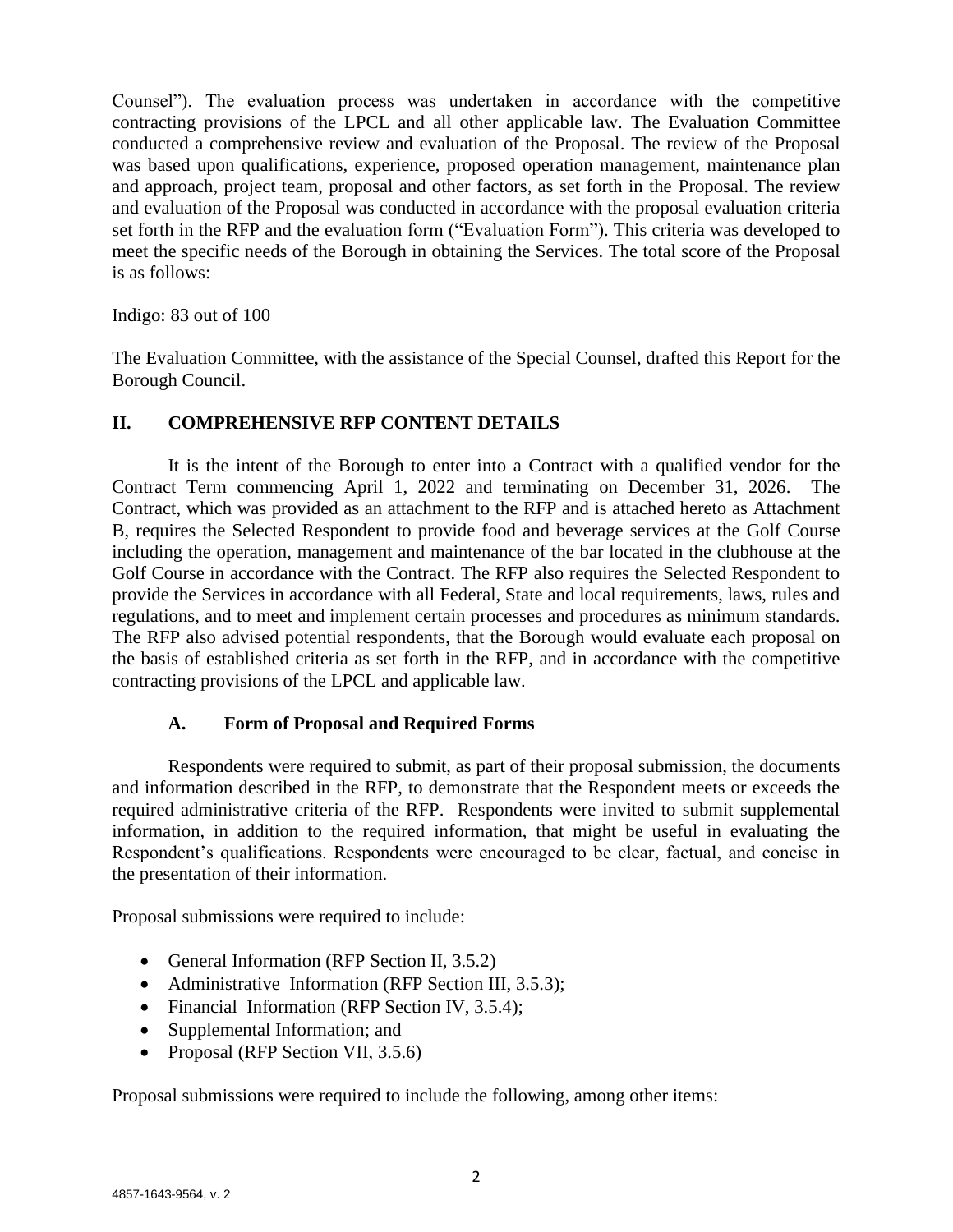Counsel"). The evaluation process was undertaken in accordance with the competitive contracting provisions of the LPCL and all other applicable law. The Evaluation Committee conducted a comprehensive review and evaluation of the Proposal. The review of the Proposal was based upon qualifications, experience, proposed operation management, maintenance plan and approach, project team, proposal and other factors, as set forth in the Proposal. The review and evaluation of the Proposal was conducted in accordance with the proposal evaluation criteria set forth in the RFP and the evaluation form ("Evaluation Form"). This criteria was developed to meet the specific needs of the Borough in obtaining the Services. The total score of the Proposal is as follows:

Indigo: 83 out of 100

The Evaluation Committee, with the assistance of the Special Counsel, drafted this Report for the Borough Council.

## II. COMPREHENSIVE RFP CONTENT DETAILS

It is the intent of the Borough to enter into a Contract with a qualified vendor for the Contract Term commencing April 1, 2022 and terminating on December 31, 2026. The Contract, which was provided as an attachment to the RFP and is attached hereto as Attachment B, requires the Selected Respondent to provide food and beverage services at the Golf Course including the operation, management and maintenance of the bar located in the clubhouse at the Golf Course in accordance with the Contract. The RFP also requires the Selected Respondent to provide the Services in accordance with all Federal, State and local requirements, laws, rules and regulations, and to meet and implement certain processes and procedures as minimum standards. The RFP also advised potential respondents, that the Borough would evaluate each proposal on the basis of established criteria as set forth in the RFP, and in accordance with the competitive contracting provisions of the LPCL and applicable law.

### A. Form of Proposal and Required Forms

Respondents were required to submit, as part of their proposal submission, the documents and information described in the RFP, to demonstrate that the Respondent meets or exceeds the required administrative criteria of the RFP. Respondents were invited to submit supplemental information, in addition to the required information, that might be useful in evaluating the Respondent's qualifications. Respondents were encouraged to be clear, factual, and concise in the presentation of their information.

Proposal submissions were required to include:

- General Information (RFP Section II, 3.5.2)
- Administrative Information (RFP Section III, 3.5.3);
- Financial Information (RFP Section IV, 3.5.4);
- Supplemental Information; and
- Proposal (RFP Section VII, 3.5.6)

Proposal submissions were required to include the following, among other items: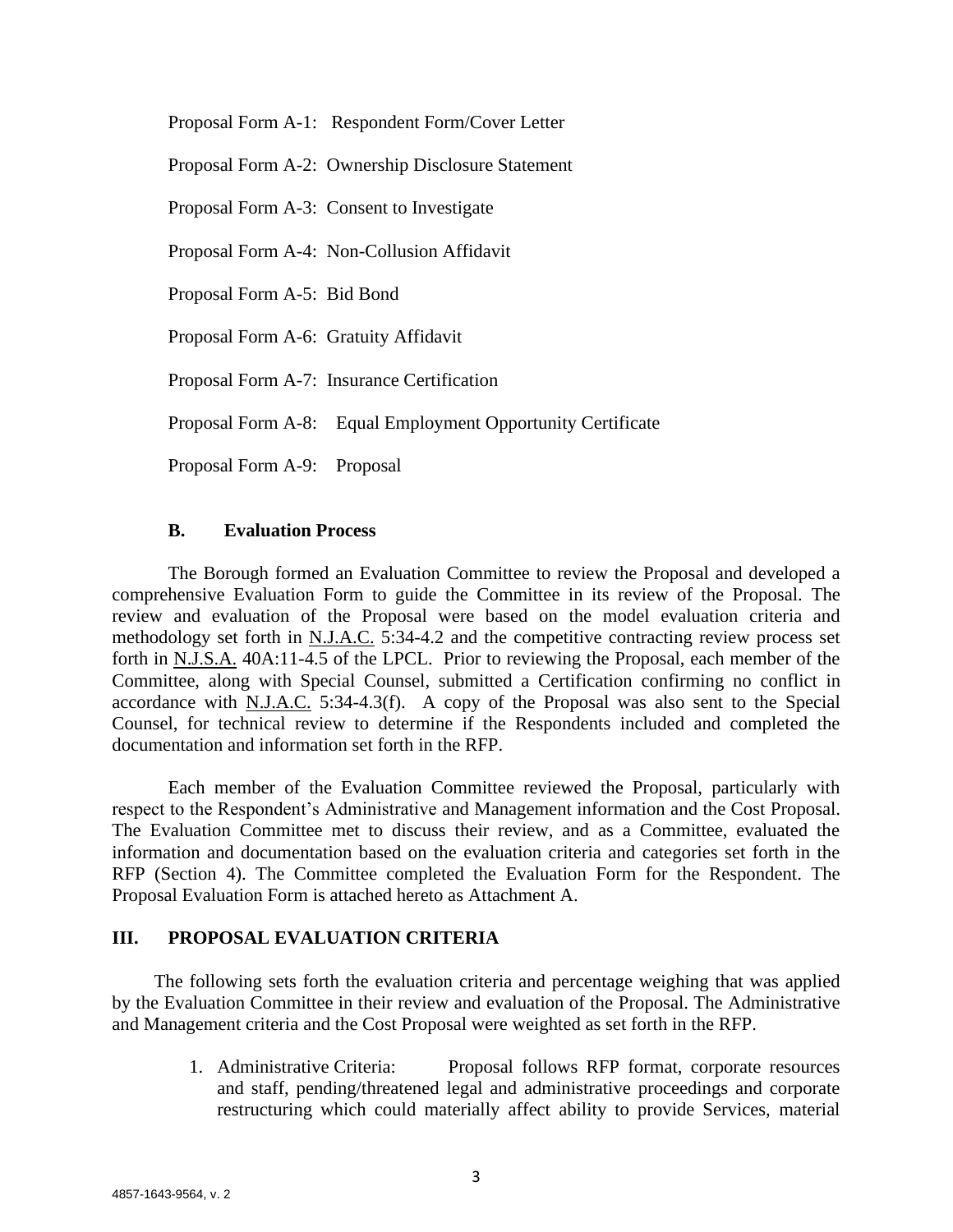Proposal Form A-1: Respondent Form/Cover Letter

Proposal Form A-2: Ownership Disclosure Statement

Proposal Form A-3: Consent to Investigate

Proposal Form A-4: Non-Collusion Affidavit

Proposal Form A-5: Bid Bond

Proposal Form A-6: Gratuity Affidavit

Proposal Form A-7: Insurance Certification

Proposal Form A-8: Equal Employment Opportunity Certificate

Proposal Form A-9: Proposal

### B. Evaluation Process

The Borough formed an Evaluation Committee to review the Proposal and developed a comprehensive Evaluation Form to guide the Committee in its review of the Proposal. The review and evaluation of the Proposal were based on the model evaluation criteria and methodology set forth in N.J.A.C. 5:34-4.2 and the competitive contracting review process set forth in N.J.S.A. 40A:11-4.5 of the LPCL. Prior to reviewing the Proposal, each member of the Committee, along with Special Counsel, submitted a Certification confirming no conflict in accordance with N.J.A.C. 5:34-4.3(f). A copy of the Proposal was also sent to the Special Counsel, for technical review to determine if the Respondents included and completed the documentation and information set forth in the RFP.

Each member of the Evaluation Committee reviewed the Proposal, particularly with respect to the Respondent's Administrative and Management information and the Cost Proposal. The Evaluation Committee met to discuss their review, and as a Committee, evaluated the information and documentation based on the evaluation criteria and categories set forth in the RFP (Section 4). The Committee completed the Evaluation Form for the Respondent. The Proposal Evaluation Form is attached hereto as Attachment A.

## III. PROPOSAL EVALUATION CRITERIA

The following sets forth the evaluation criteria and percentage weighing that was applied by the Evaluation Committee in their review and evaluation of the Proposal. The Administrative and Management criteria and the Cost Proposal were weighted as set forth in the RFP.

1. Administrative Criteria: Proposal follows RFP format, corporate resources and staff, pending/threatened legal and administrative proceedings and corporate restructuring which could materially affect ability to provide Services, material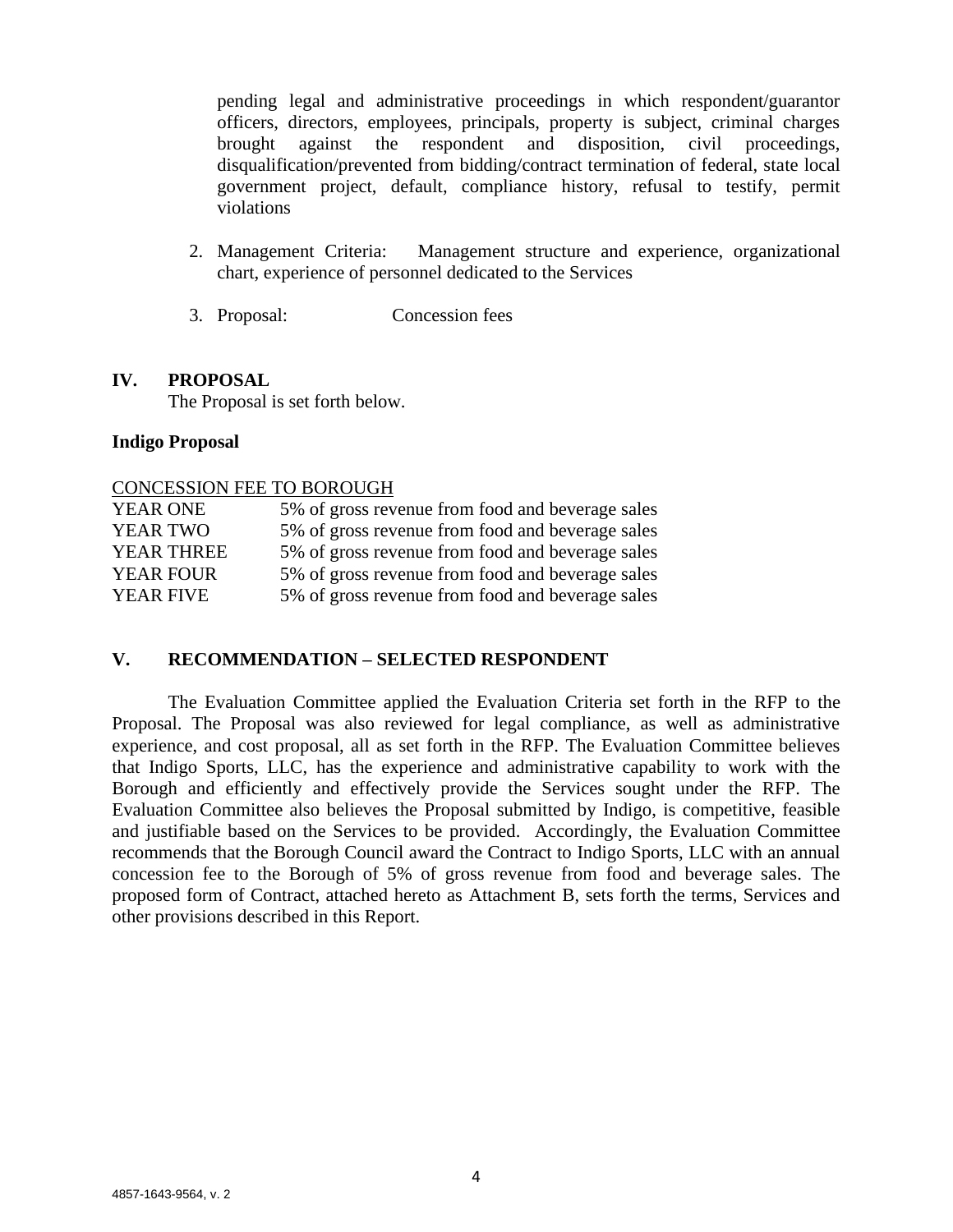pending legal and administrative proceedings in which respondent/guarantor officers, directors, employees, principals, property is subject, criminal charges brought against the respondent and disposition, civil proceedings, disqualification/prevented from bidding/contract termination of federal, state local government project, default, compliance history, refusal to testify, permit violations

2. Management Criteria: Management structure and experience, organizational chart, experience of personnel dedicated to the Services

3. Proposal: Concession fees

## IV. PROPOSAL

The Proposal is set forth below.

**Indigo Proposal**

| CONCESSION FEE TO BOROUGH | |
|---|---|
| YEAR ONE | 5% of gross revenue from food and beverage sales |
| YEAR TWO | 5% of gross revenue from food and beverage sales |
| YEAR THREE | 5% of gross revenue from food and beverage sales |
| YEAR FOUR | 5% of gross revenue from food and beverage sales |
| YEAR FIVE | 5% of gross revenue from food and beverage sales |

## V. RECOMMENDATION – SELECTED RESPONDENT

The Evaluation Committee applied the Evaluation Criteria set forth in the RFP to the Proposal. The Proposal was also reviewed for legal compliance, as well as administrative experience, and cost proposal, all as set forth in the RFP. The Evaluation Committee believes that Indigo Sports, LLC, has the experience and administrative capability to work with the Borough and efficiently and effectively provide the Services sought under the RFP. The Evaluation Committee also believes the Proposal submitted by Indigo, is competitive, feasible and justifiable based on the Services to be provided. Accordingly, the Evaluation Committee recommends that the Borough Council award the Contract to Indigo Sports, LLC with an annual concession fee to the Borough of 5% of gross revenue from food and beverage sales. The proposed form of Contract, attached hereto as Attachment B, sets forth the terms, Services and other provisions described in this Report.

4857-1643-9564, v. 2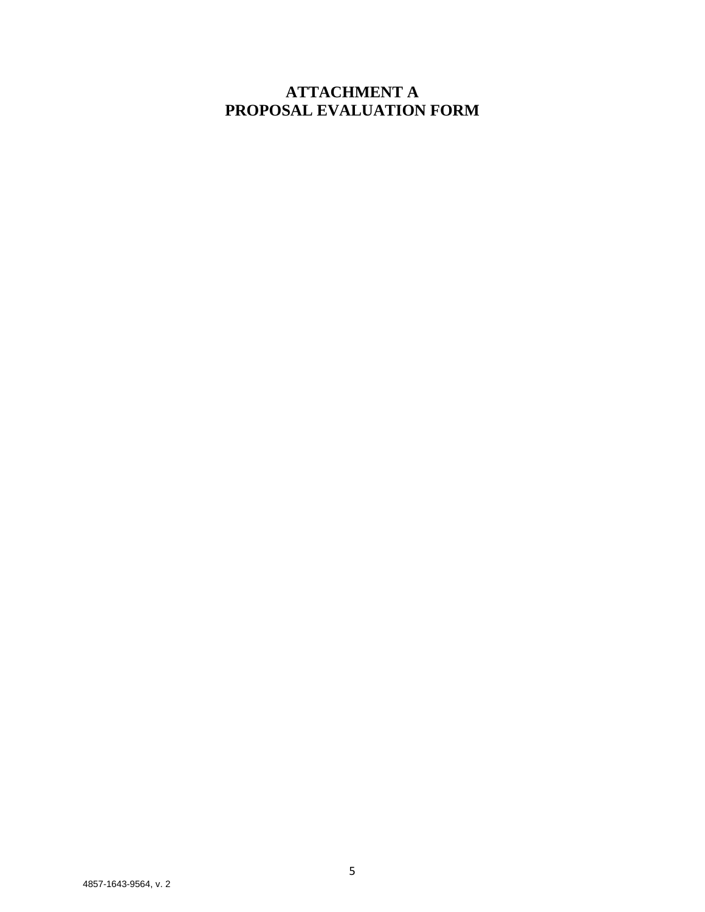# ATTACHMENT A
# PROPOSAL EVALUATION FORM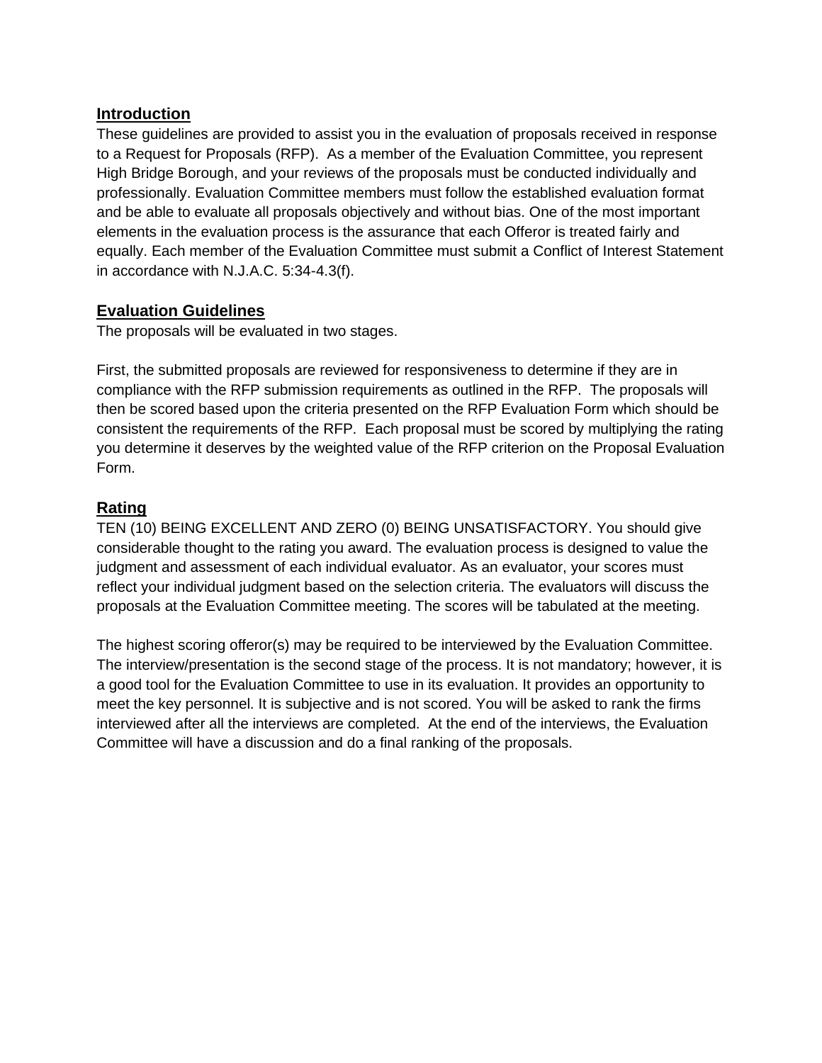## Introduction

These guidelines are provided to assist you in the evaluation of proposals received in response to a Request for Proposals (RFP). As a member of the Evaluation Committee, you represent High Bridge Borough, and your reviews of the proposals must be conducted individually and professionally. Evaluation Committee members must follow the established evaluation format and be able to evaluate all proposals objectively and without bias. One of the most important elements in the evaluation process is the assurance that each Offeror is treated fairly and equally. Each member of the Evaluation Committee must submit a Conflict of Interest Statement in accordance with N.J.A.C. 5:34-4.3(f).

## Evaluation Guidelines

The proposals will be evaluated in two stages.

First, the submitted proposals are reviewed for responsiveness to determine if they are in compliance with the RFP submission requirements as outlined in the RFP. The proposals will then be scored based upon the criteria presented on the RFP Evaluation Form which should be consistent the requirements of the RFP. Each proposal must be scored by multiplying the rating you determine it deserves by the weighted value of the RFP criterion on the Proposal Evaluation Form.

## Rating

TEN (10) BEING EXCELLENT AND ZERO (0) BEING UNSATISFACTORY. You should give considerable thought to the rating you award. The evaluation process is designed to value the judgment and assessment of each individual evaluator. As an evaluator, your scores must reflect your individual judgment based on the selection criteria. The evaluators will discuss the proposals at the Evaluation Committee meeting. The scores will be tabulated at the meeting.

The highest scoring offeror(s) may be required to be interviewed by the Evaluation Committee. The interview/presentation is the second stage of the process. It is not mandatory; however, it is a good tool for the Evaluation Committee to use in its evaluation. It provides an opportunity to meet the key personnel. It is subjective and is not scored. You will be asked to rank the firms interviewed after all the interviews are completed. At the end of the interviews, the Evaluation Committee will have a discussion and do a final ranking of the proposals.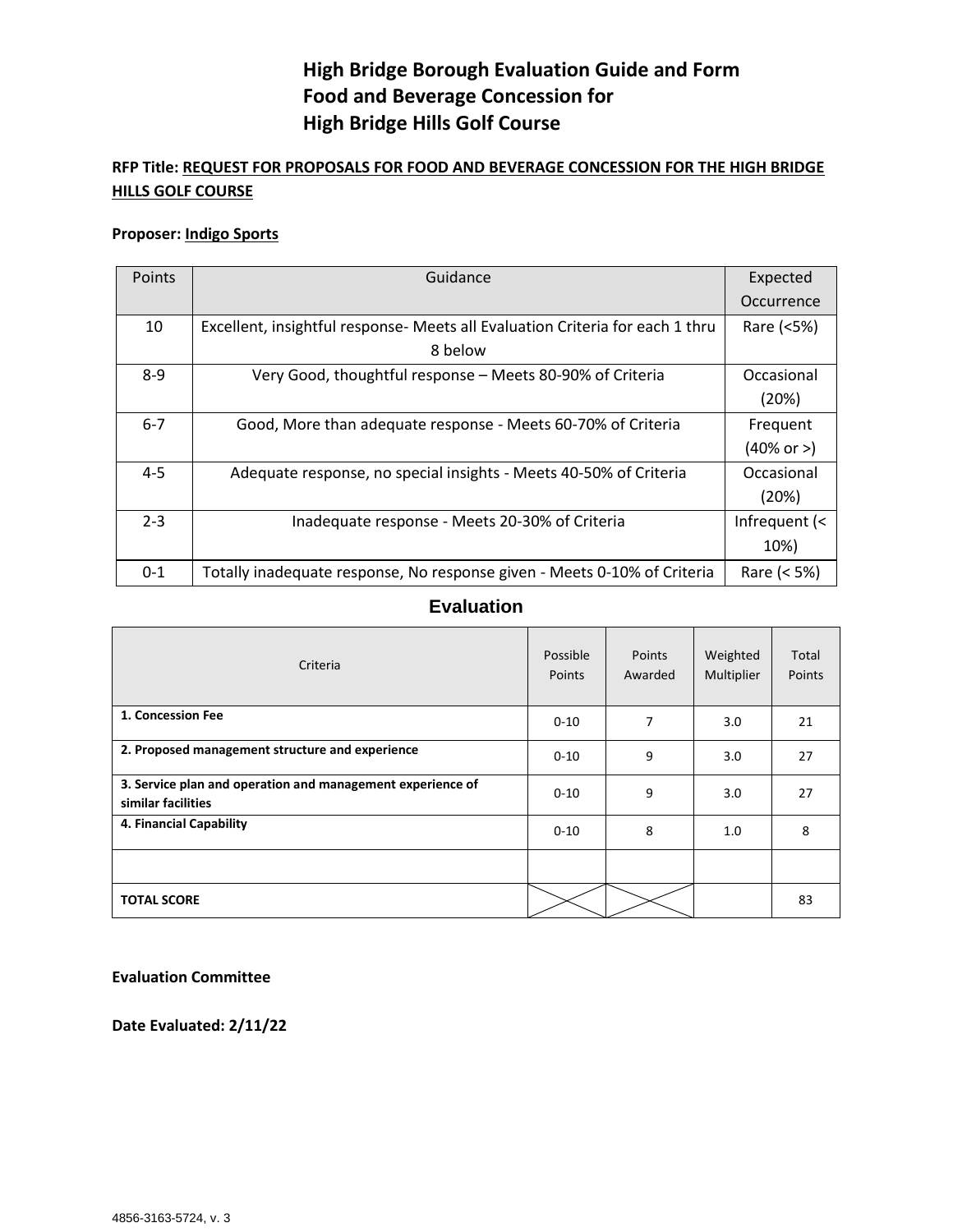# High Bridge Borough Evaluation Guide and Form
# Food and Beverage Concession for
# High Bridge Hills Golf Course

**RFP Title: REQUEST FOR PROPOSALS FOR FOOD AND BEVERAGE CONCESSION FOR THE HIGH BRIDGE HILLS GOLF COURSE**

**Proposer: Indigo Sports**

| Points | Guidance | Expected Occurrence |
|---|---|---|
| 10 | Excellent, insightful response- Meets all Evaluation Criteria for each 1 thru 8 below | Rare (<5%) |
| 8-9 | Very Good, thoughtful response – Meets 80-90% of Criteria | Occasional (20%) |
| 6-7 | Good, More than adequate response - Meets 60-70% of Criteria | Frequent (40% or >) |
| 4-5 | Adequate response, no special insights - Meets 40-50% of Criteria | Occasional (20%) |
| 2-3 | Inadequate response - Meets 20-30% of Criteria | Infrequent (< 10%) |
| 0-1 | Totally inadequate response, No response given - Meets 0-10% of Criteria | Rare (< 5%) |

## Evaluation

| Criteria | Possible Points | Points Awarded | Weighted Multiplier | Total Points |
|---|---|---|---|---|
| **1. Concession Fee** | 0-10 | 7 | 3.0 | 21 |
| **2. Proposed management structure and experience** | 0-10 | 9 | 3.0 | 27 |
| **3. Service plan and operation and management experience of similar facilities** | 0-10 | 9 | 3.0 | 27 |
| **4. Financial Capability** | 0-10 | 8 | 1.0 | 8 |
| | | | | |
| **TOTAL SCORE** | | | | 83 |

**Evaluation Committee**

**Date Evaluated: 2/11/22**

4856-3163-5724, v. 3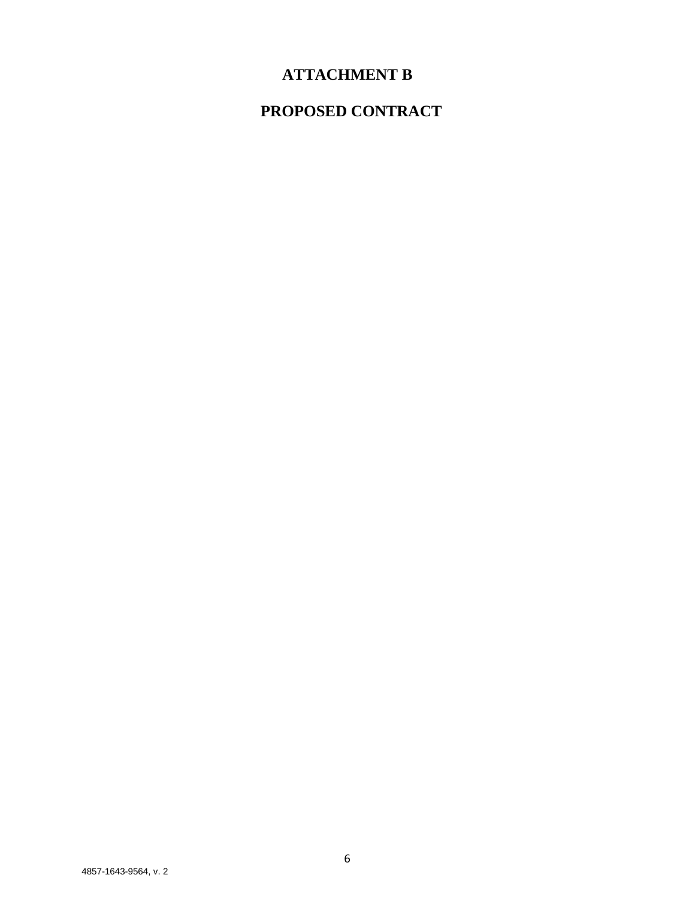# ATTACHMENT B

# PROPOSED CONTRACT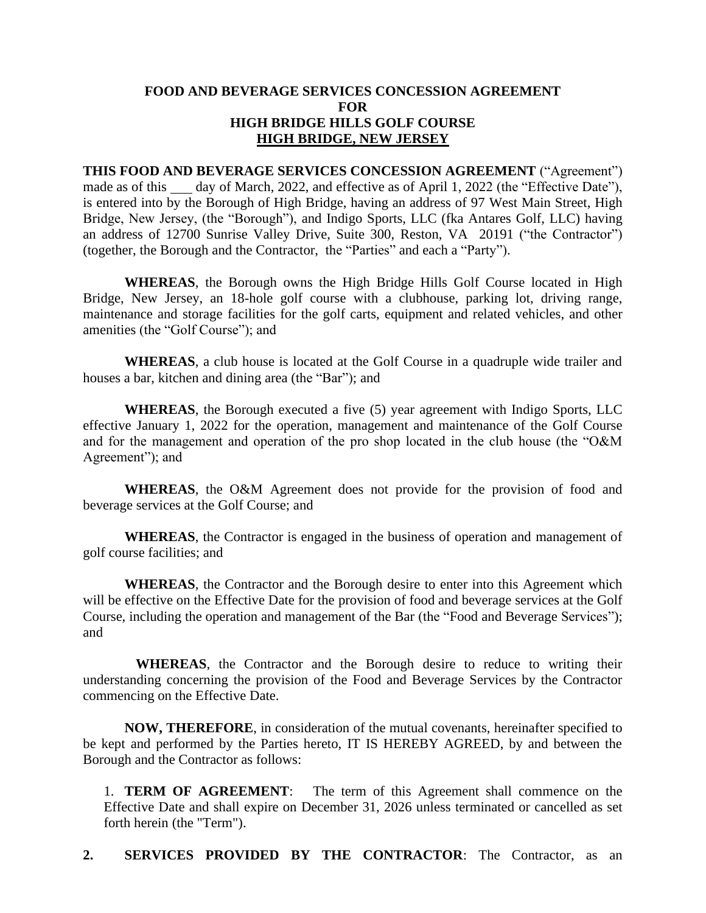# FOOD AND BEVERAGE SERVICES CONCESSION AGREEMENT
# FOR
# HIGH BRIDGE HILLS GOLF COURSE
# HIGH BRIDGE, NEW JERSEY

**THIS FOOD AND BEVERAGE SERVICES CONCESSION AGREEMENT** ("Agreement") made as of this ___ day of March, 2022, and effective as of April 1, 2022 (the "Effective Date"), is entered into by the Borough of High Bridge, having an address of 97 West Main Street, High Bridge, New Jersey, (the "Borough"), and Indigo Sports, LLC (fka Antares Golf, LLC) having an address of 12700 Sunrise Valley Drive, Suite 300, Reston, VA 20191 ("the Contractor") (together, the Borough and the Contractor, the "Parties" and each a "Party").

**WHEREAS**, the Borough owns the High Bridge Hills Golf Course located in High Bridge, New Jersey, an 18-hole golf course with a clubhouse, parking lot, driving range, maintenance and storage facilities for the golf carts, equipment and related vehicles, and other amenities (the "Golf Course"); and

**WHEREAS**, a club house is located at the Golf Course in a quadruple wide trailer and houses a bar, kitchen and dining area (the "Bar"); and

**WHEREAS**, the Borough executed a five (5) year agreement with Indigo Sports, LLC effective January 1, 2022 for the operation, management and maintenance of the Golf Course and for the management and operation of the pro shop located in the club house (the "O&M Agreement"); and

**WHEREAS**, the O&M Agreement does not provide for the provision of food and beverage services at the Golf Course; and

**WHEREAS**, the Contractor is engaged in the business of operation and management of golf course facilities; and

**WHEREAS**, the Contractor and the Borough desire to enter into this Agreement which will be effective on the Effective Date for the provision of food and beverage services at the Golf Course, including the operation and management of the Bar (the "Food and Beverage Services"); and

**WHEREAS**, the Contractor and the Borough desire to reduce to writing their understanding concerning the provision of the Food and Beverage Services by the Contractor commencing on the Effective Date.

**NOW, THEREFORE**, in consideration of the mutual covenants, hereinafter specified to be kept and performed by the Parties hereto, IT IS HEREBY AGREED, by and between the Borough and the Contractor as follows:

1. **TERM OF AGREEMENT**: The term of this Agreement shall commence on the Effective Date and shall expire on December 31, 2026 unless terminated or cancelled as set forth herein (the "Term").

**2. SERVICES PROVIDED BY THE CONTRACTOR**: The Contractor, as an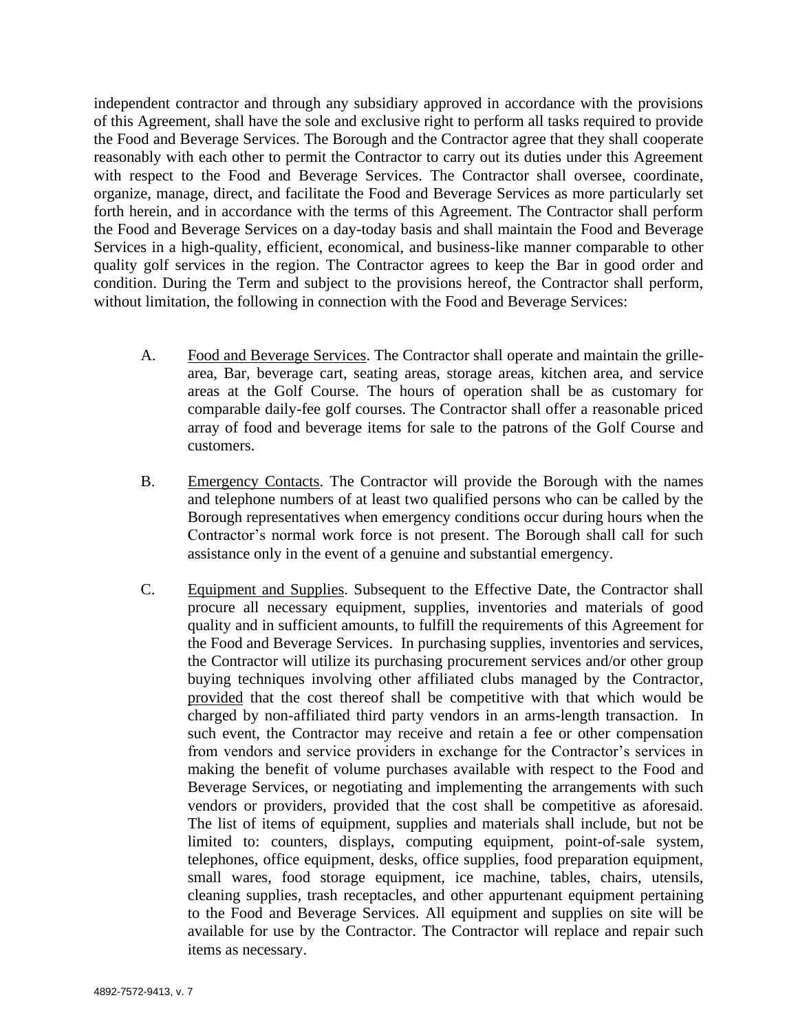independent contractor and through any subsidiary approved in accordance with the provisions of this Agreement, shall have the sole and exclusive right to perform all tasks required to provide the Food and Beverage Services. The Borough and the Contractor agree that they shall cooperate reasonably with each other to permit the Contractor to carry out its duties under this Agreement with respect to the Food and Beverage Services. The Contractor shall oversee, coordinate, organize, manage, direct, and facilitate the Food and Beverage Services as more particularly set forth herein, and in accordance with the terms of this Agreement. The Contractor shall perform the Food and Beverage Services on a day-today basis and shall maintain the Food and Beverage Services in a high-quality, efficient, economical, and business-like manner comparable to other quality golf services in the region. The Contractor agrees to keep the Bar in good order and condition. During the Term and subject to the provisions hereof, the Contractor shall perform, without limitation, the following in connection with the Food and Beverage Services:

A. Food and Beverage Services. The Contractor shall operate and maintain the grille-area, Bar, beverage cart, seating areas, storage areas, kitchen area, and service areas at the Golf Course. The hours of operation shall be as customary for comparable daily-fee golf courses. The Contractor shall offer a reasonable priced array of food and beverage items for sale to the patrons of the Golf Course and customers.

B. Emergency Contacts. The Contractor will provide the Borough with the names and telephone numbers of at least two qualified persons who can be called by the Borough representatives when emergency conditions occur during hours when the Contractor's normal work force is not present. The Borough shall call for such assistance only in the event of a genuine and substantial emergency.

C. Equipment and Supplies. Subsequent to the Effective Date, the Contractor shall procure all necessary equipment, supplies, inventories and materials of good quality and in sufficient amounts, to fulfill the requirements of this Agreement for the Food and Beverage Services. In purchasing supplies, inventories and services, the Contractor will utilize its purchasing procurement services and/or other group buying techniques involving other affiliated clubs managed by the Contractor, provided that the cost thereof shall be competitive with that which would be charged by non-affiliated third party vendors in an arms-length transaction. In such event, the Contractor may receive and retain a fee or other compensation from vendors and service providers in exchange for the Contractor's services in making the benefit of volume purchases available with respect to the Food and Beverage Services, or negotiating and implementing the arrangements with such vendors or providers, provided that the cost shall be competitive as aforesaid. The list of items of equipment, supplies and materials shall include, but not be limited to: counters, displays, computing equipment, point-of-sale system, telephones, office equipment, desks, office supplies, food preparation equipment, small wares, food storage equipment, ice machine, tables, chairs, utensils, cleaning supplies, trash receptacles, and other appurtenant equipment pertaining to the Food and Beverage Services. All equipment and supplies on site will be available for use by the Contractor. The Contractor will replace and repair such items as necessary.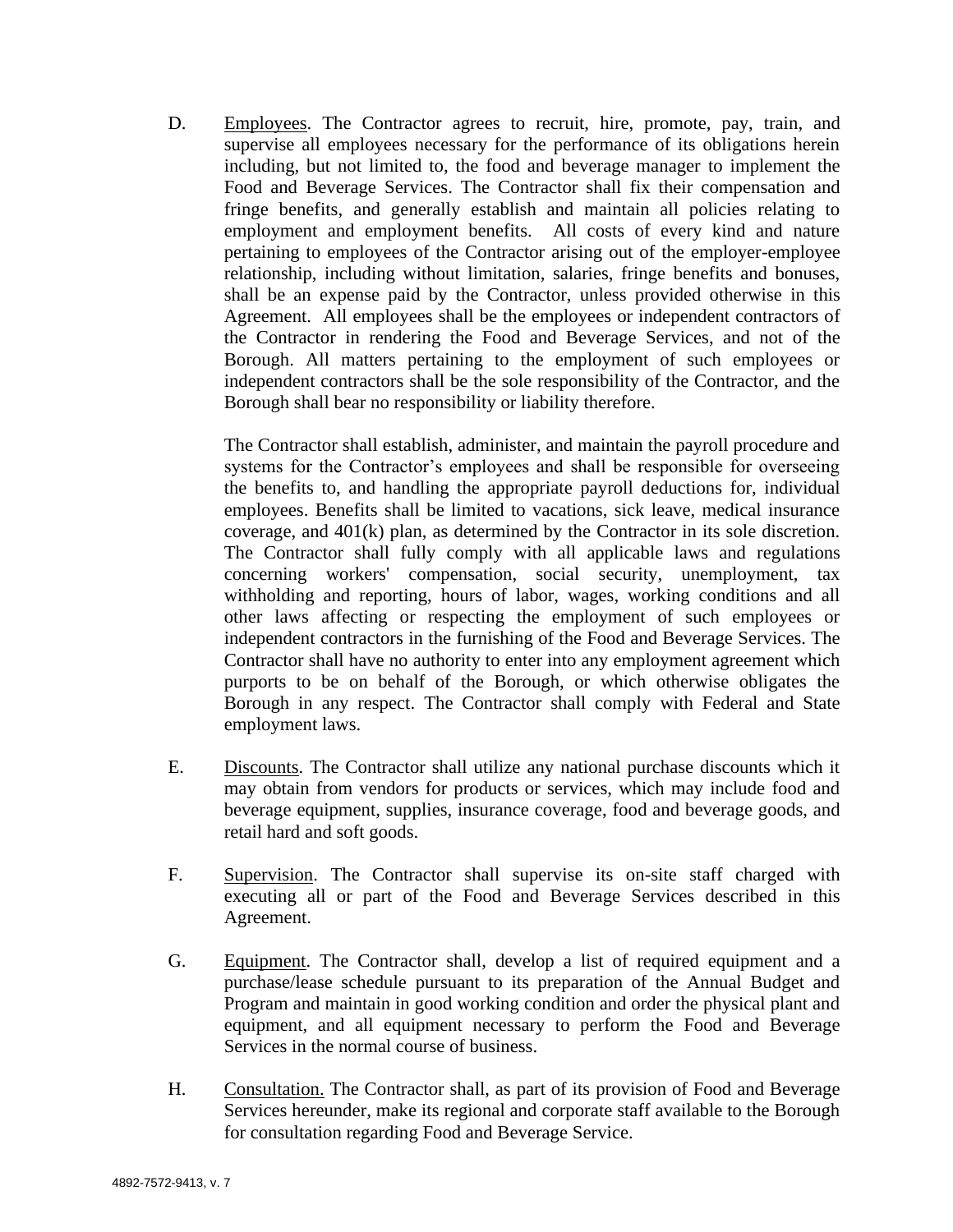D. Employees. The Contractor agrees to recruit, hire, promote, pay, train, and supervise all employees necessary for the performance of its obligations herein including, but not limited to, the food and beverage manager to implement the Food and Beverage Services. The Contractor shall fix their compensation and fringe benefits, and generally establish and maintain all policies relating to employment and employment benefits. All costs of every kind and nature pertaining to employees of the Contractor arising out of the employer-employee relationship, including without limitation, salaries, fringe benefits and bonuses, shall be an expense paid by the Contractor, unless provided otherwise in this Agreement. All employees shall be the employees or independent contractors of the Contractor in rendering the Food and Beverage Services, and not of the Borough. All matters pertaining to the employment of such employees or independent contractors shall be the sole responsibility of the Contractor, and the Borough shall bear no responsibility or liability therefore.

The Contractor shall establish, administer, and maintain the payroll procedure and systems for the Contractor's employees and shall be responsible for overseeing the benefits to, and handling the appropriate payroll deductions for, individual employees. Benefits shall be limited to vacations, sick leave, medical insurance coverage, and 401(k) plan, as determined by the Contractor in its sole discretion. The Contractor shall fully comply with all applicable laws and regulations concerning workers' compensation, social security, unemployment, tax withholding and reporting, hours of labor, wages, working conditions and all other laws affecting or respecting the employment of such employees or independent contractors in the furnishing of the Food and Beverage Services. The Contractor shall have no authority to enter into any employment agreement which purports to be on behalf of the Borough, or which otherwise obligates the Borough in any respect. The Contractor shall comply with Federal and State employment laws.

E. Discounts. The Contractor shall utilize any national purchase discounts which it may obtain from vendors for products or services, which may include food and beverage equipment, supplies, insurance coverage, food and beverage goods, and retail hard and soft goods.

F. Supervision. The Contractor shall supervise its on-site staff charged with executing all or part of the Food and Beverage Services described in this Agreement.

G. Equipment. The Contractor shall, develop a list of required equipment and a purchase/lease schedule pursuant to its preparation of the Annual Budget and Program and maintain in good working condition and order the physical plant and equipment, and all equipment necessary to perform the Food and Beverage Services in the normal course of business.

H. Consultation. The Contractor shall, as part of its provision of Food and Beverage Services hereunder, make its regional and corporate staff available to the Borough for consultation regarding Food and Beverage Service.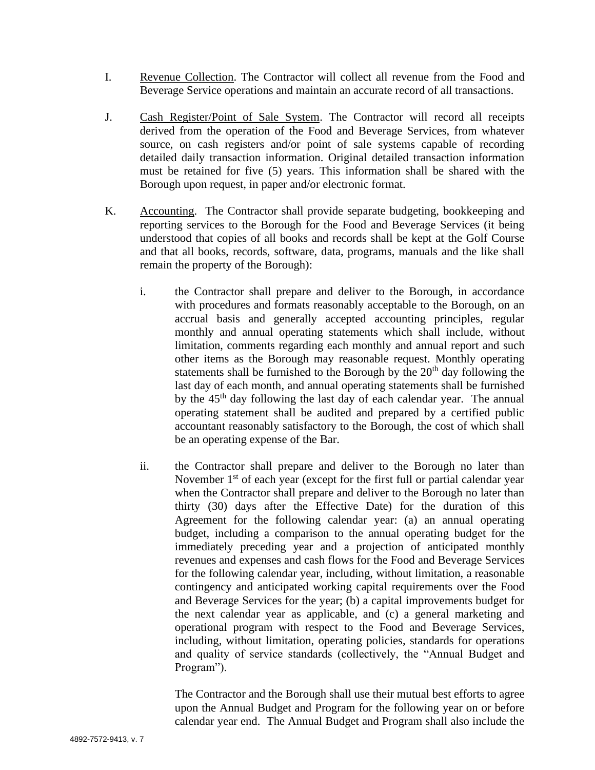I. <u>Revenue Collection</u>. The Contractor will collect all revenue from the Food and Beverage Service operations and maintain an accurate record of all transactions.

J. <u>Cash Register/Point of Sale System</u>. The Contractor will record all receipts derived from the operation of the Food and Beverage Services, from whatever source, on cash registers and/or point of sale systems capable of recording detailed daily transaction information. Original detailed transaction information must be retained for five (5) years. This information shall be shared with the Borough upon request, in paper and/or electronic format.

K. <u>Accounting</u>. The Contractor shall provide separate budgeting, bookkeeping and reporting services to the Borough for the Food and Beverage Services (it being understood that copies of all books and records shall be kept at the Golf Course and that all books, records, software, data, programs, manuals and the like shall remain the property of the Borough):

i. the Contractor shall prepare and deliver to the Borough, in accordance with procedures and formats reasonably acceptable to the Borough, on an accrual basis and generally accepted accounting principles, regular monthly and annual operating statements which shall include, without limitation, comments regarding each monthly and annual report and such other items as the Borough may reasonable request. Monthly operating statements shall be furnished to the Borough by the 20th day following the last day of each month, and annual operating statements shall be furnished by the 45th day following the last day of each calendar year. The annual operating statement shall be audited and prepared by a certified public accountant reasonably satisfactory to the Borough, the cost of which shall be an operating expense of the Bar.

ii. the Contractor shall prepare and deliver to the Borough no later than November 1st of each year (except for the first full or partial calendar year when the Contractor shall prepare and deliver to the Borough no later than thirty (30) days after the Effective Date) for the duration of this Agreement for the following calendar year: (a) an annual operating budget, including a comparison to the annual operating budget for the immediately preceding year and a projection of anticipated monthly revenues and expenses and cash flows for the Food and Beverage Services for the following calendar year, including, without limitation, a reasonable contingency and anticipated working capital requirements over the Food and Beverage Services for the year; (b) a capital improvements budget for the next calendar year as applicable, and (c) a general marketing and operational program with respect to the Food and Beverage Services, including, without limitation, operating policies, standards for operations and quality of service standards (collectively, the "Annual Budget and Program").

The Contractor and the Borough shall use their mutual best efforts to agree upon the Annual Budget and Program for the following year on or before calendar year end. The Annual Budget and Program shall also include the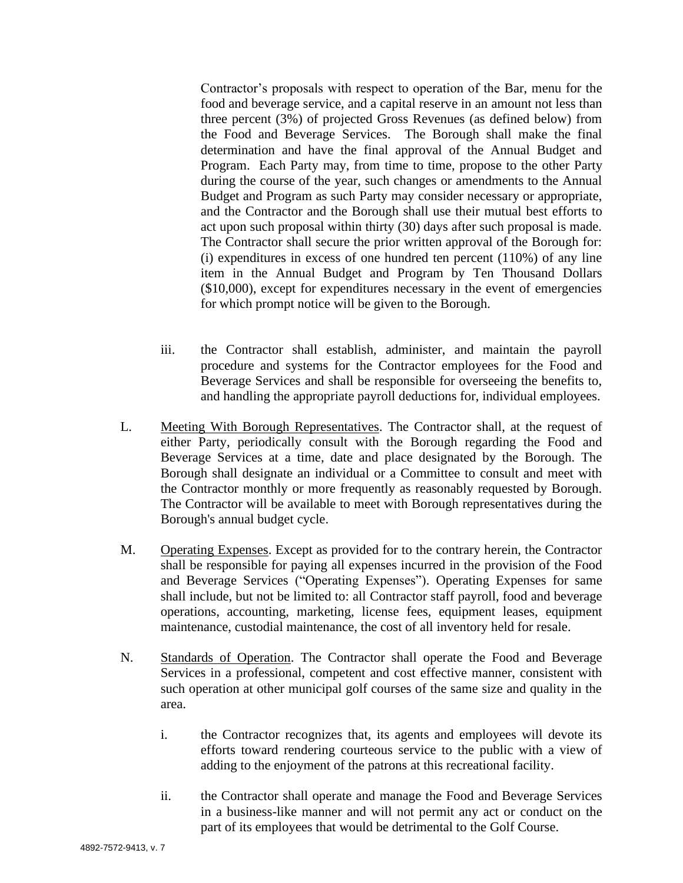Contractor's proposals with respect to operation of the Bar, menu for the food and beverage service, and a capital reserve in an amount not less than three percent (3%) of projected Gross Revenues (as defined below) from the Food and Beverage Services. The Borough shall make the final determination and have the final approval of the Annual Budget and Program. Each Party may, from time to time, propose to the other Party during the course of the year, such changes or amendments to the Annual Budget and Program as such Party may consider necessary or appropriate, and the Contractor and the Borough shall use their mutual best efforts to act upon such proposal within thirty (30) days after such proposal is made. The Contractor shall secure the prior written approval of the Borough for: (i) expenditures in excess of one hundred ten percent (110%) of any line item in the Annual Budget and Program by Ten Thousand Dollars ($10,000), except for expenditures necessary in the event of emergencies for which prompt notice will be given to the Borough.

iii. the Contractor shall establish, administer, and maintain the payroll procedure and systems for the Contractor employees for the Food and Beverage Services and shall be responsible for overseeing the benefits to, and handling the appropriate payroll deductions for, individual employees.

L. Meeting With Borough Representatives. The Contractor shall, at the request of either Party, periodically consult with the Borough regarding the Food and Beverage Services at a time, date and place designated by the Borough. The Borough shall designate an individual or a Committee to consult and meet with the Contractor monthly or more frequently as reasonably requested by Borough. The Contractor will be available to meet with Borough representatives during the Borough's annual budget cycle.

M. Operating Expenses. Except as provided for to the contrary herein, the Contractor shall be responsible for paying all expenses incurred in the provision of the Food and Beverage Services ("Operating Expenses"). Operating Expenses for same shall include, but not be limited to: all Contractor staff payroll, food and beverage operations, accounting, marketing, license fees, equipment leases, equipment maintenance, custodial maintenance, the cost of all inventory held for resale.

N. Standards of Operation. The Contractor shall operate the Food and Beverage Services in a professional, competent and cost effective manner, consistent with such operation at other municipal golf courses of the same size and quality in the area.

i. the Contractor recognizes that, its agents and employees will devote its efforts toward rendering courteous service to the public with a view of adding to the enjoyment of the patrons at this recreational facility.

ii. the Contractor shall operate and manage the Food and Beverage Services in a business-like manner and will not permit any act or conduct on the part of its employees that would be detrimental to the Golf Course.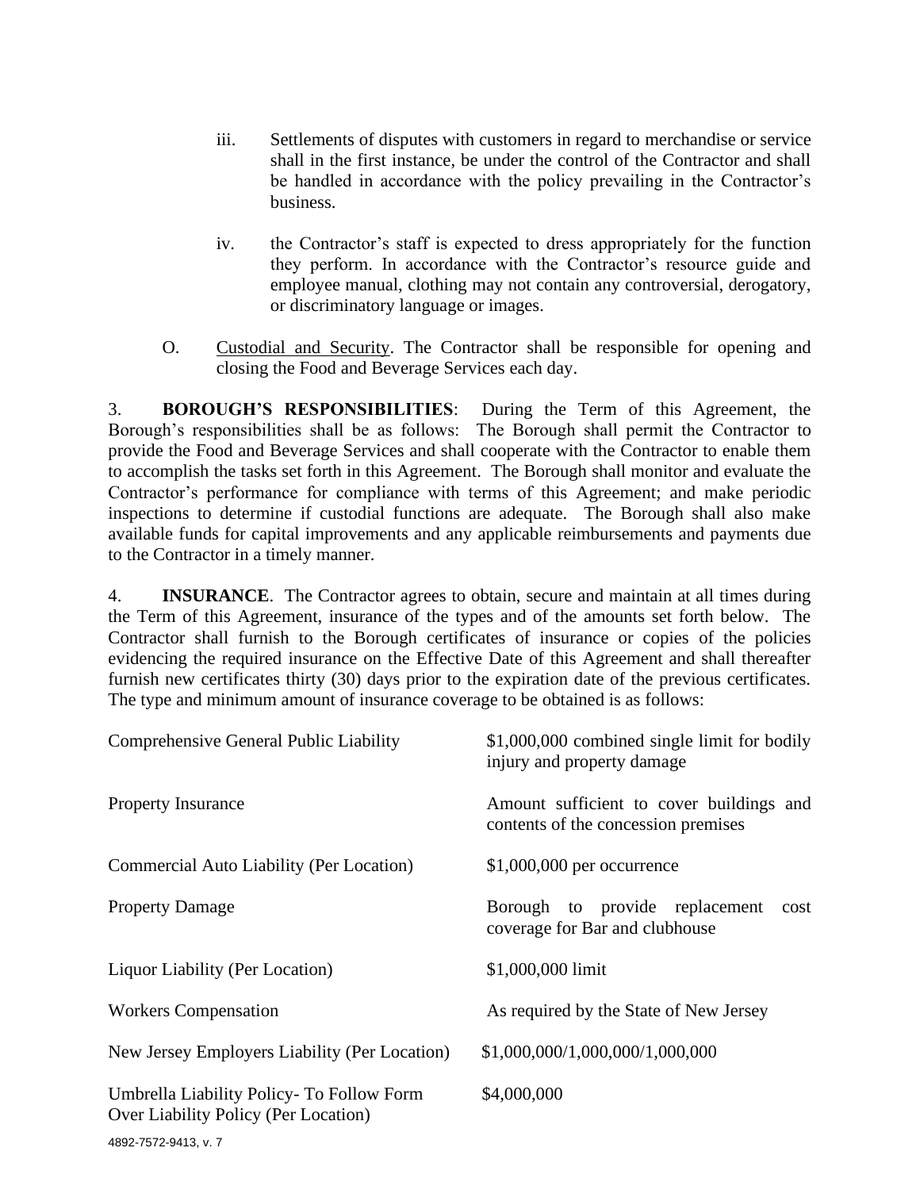iii. Settlements of disputes with customers in regard to merchandise or service shall in the first instance, be under the control of the Contractor and shall be handled in accordance with the policy prevailing in the Contractor's business.

iv. the Contractor's staff is expected to dress appropriately for the function they perform. In accordance with the Contractor's resource guide and employee manual, clothing may not contain any controversial, derogatory, or discriminatory language or images.

O. Custodial and Security. The Contractor shall be responsible for opening and closing the Food and Beverage Services each day.

3. **BOROUGH'S RESPONSIBILITIES**: During the Term of this Agreement, the Borough's responsibilities shall be as follows: The Borough shall permit the Contractor to provide the Food and Beverage Services and shall cooperate with the Contractor to enable them to accomplish the tasks set forth in this Agreement. The Borough shall monitor and evaluate the Contractor's performance for compliance with terms of this Agreement; and make periodic inspections to determine if custodial functions are adequate. The Borough shall also make available funds for capital improvements and any applicable reimbursements and payments due to the Contractor in a timely manner.

4. **INSURANCE**. The Contractor agrees to obtain, secure and maintain at all times during the Term of this Agreement, insurance of the types and of the amounts set forth below. The Contractor shall furnish to the Borough certificates of insurance or copies of the policies evidencing the required insurance on the Effective Date of this Agreement and shall thereafter furnish new certificates thirty (30) days prior to the expiration date of the previous certificates. The type and minimum amount of insurance coverage to be obtained is as follows:

| | |
|---|---|
| Comprehensive General Public Liability | $1,000,000 combined single limit for bodily injury and property damage |
| Property Insurance | Amount sufficient to cover buildings and contents of the concession premises |
| Commercial Auto Liability (Per Location) | $1,000,000 per occurrence |
| Property Damage | Borough to provide replacement cost coverage for Bar and clubhouse |
| Liquor Liability (Per Location) | $1,000,000 limit |
| Workers Compensation | As required by the State of New Jersey |
| New Jersey Employers Liability (Per Location) | $1,000,000/1,000,000/1,000,000 |
| Umbrella Liability Policy- To Follow Form Over Liability Policy (Per Location) | $4,000,000 |

4892-7572-9413, v. 7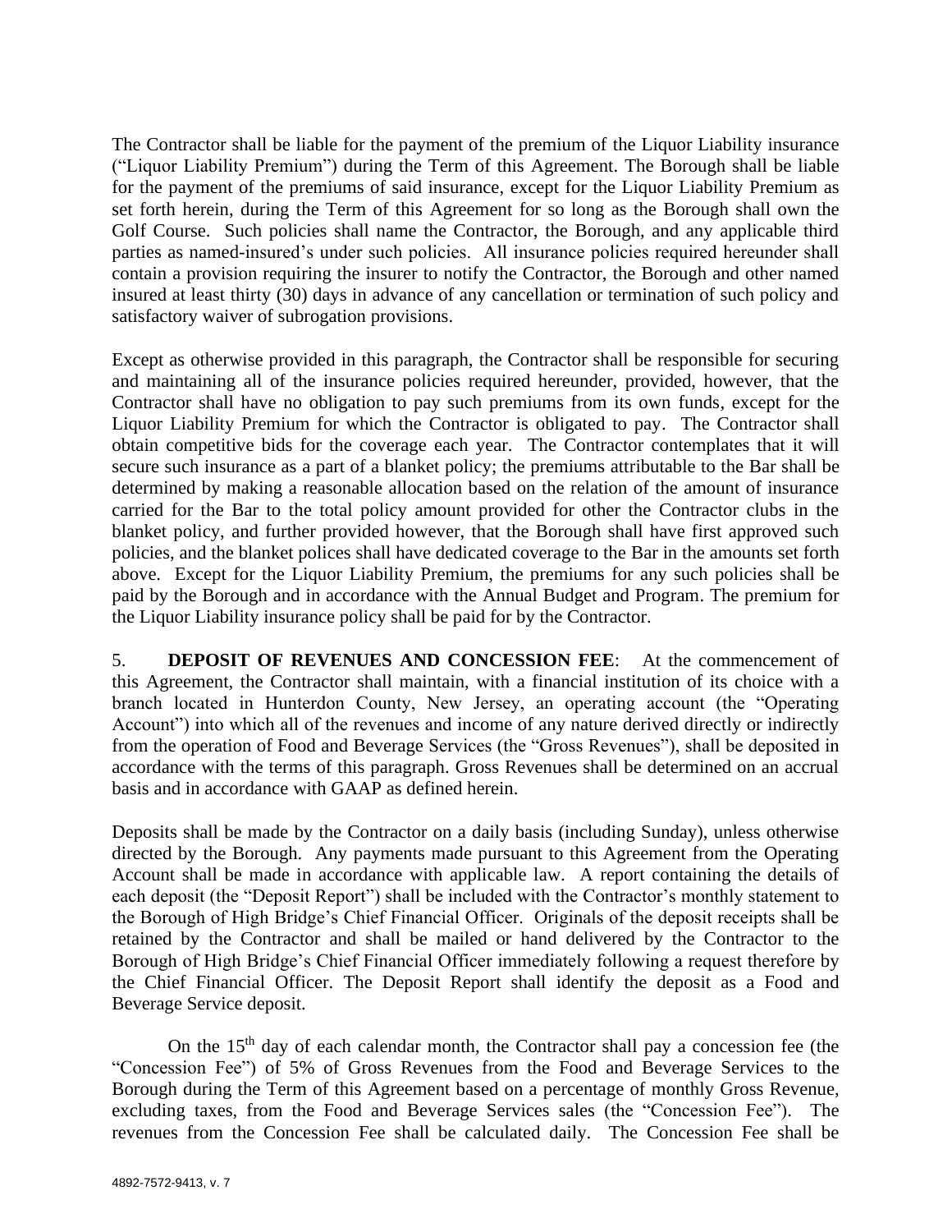The Contractor shall be liable for the payment of the premium of the Liquor Liability insurance ("Liquor Liability Premium") during the Term of this Agreement. The Borough shall be liable for the payment of the premiums of said insurance, except for the Liquor Liability Premium as set forth herein, during the Term of this Agreement for so long as the Borough shall own the Golf Course. Such policies shall name the Contractor, the Borough, and any applicable third parties as named-insured's under such policies. All insurance policies required hereunder shall contain a provision requiring the insurer to notify the Contractor, the Borough and other named insured at least thirty (30) days in advance of any cancellation or termination of such policy and satisfactory waiver of subrogation provisions.

Except as otherwise provided in this paragraph, the Contractor shall be responsible for securing and maintaining all of the insurance policies required hereunder, provided, however, that the Contractor shall have no obligation to pay such premiums from its own funds, except for the Liquor Liability Premium for which the Contractor is obligated to pay. The Contractor shall obtain competitive bids for the coverage each year. The Contractor contemplates that it will secure such insurance as a part of a blanket policy; the premiums attributable to the Bar shall be determined by making a reasonable allocation based on the relation of the amount of insurance carried for the Bar to the total policy amount provided for other the Contractor clubs in the blanket policy, and further provided however, that the Borough shall have first approved such policies, and the blanket polices shall have dedicated coverage to the Bar in the amounts set forth above. Except for the Liquor Liability Premium, the premiums for any such policies shall be paid by the Borough and in accordance with the Annual Budget and Program. The premium for the Liquor Liability insurance policy shall be paid for by the Contractor.

5. **DEPOSIT OF REVENUES AND CONCESSION FEE**: At the commencement of this Agreement, the Contractor shall maintain, with a financial institution of its choice with a branch located in Hunterdon County, New Jersey, an operating account (the "Operating Account") into which all of the revenues and income of any nature derived directly or indirectly from the operation of Food and Beverage Services (the "Gross Revenues"), shall be deposited in accordance with the terms of this paragraph. Gross Revenues shall be determined on an accrual basis and in accordance with GAAP as defined herein.

Deposits shall be made by the Contractor on a daily basis (including Sunday), unless otherwise directed by the Borough. Any payments made pursuant to this Agreement from the Operating Account shall be made in accordance with applicable law. A report containing the details of each deposit (the "Deposit Report") shall be included with the Contractor's monthly statement to the Borough of High Bridge's Chief Financial Officer. Originals of the deposit receipts shall be retained by the Contractor and shall be mailed or hand delivered by the Contractor to the Borough of High Bridge's Chief Financial Officer immediately following a request therefore by the Chief Financial Officer. The Deposit Report shall identify the deposit as a Food and Beverage Service deposit.

On the 15th day of each calendar month, the Contractor shall pay a concession fee (the "Concession Fee") of 5% of Gross Revenues from the Food and Beverage Services to the Borough during the Term of this Agreement based on a percentage of monthly Gross Revenue, excluding taxes, from the Food and Beverage Services sales (the "Concession Fee"). The revenues from the Concession Fee shall be calculated daily. The Concession Fee shall be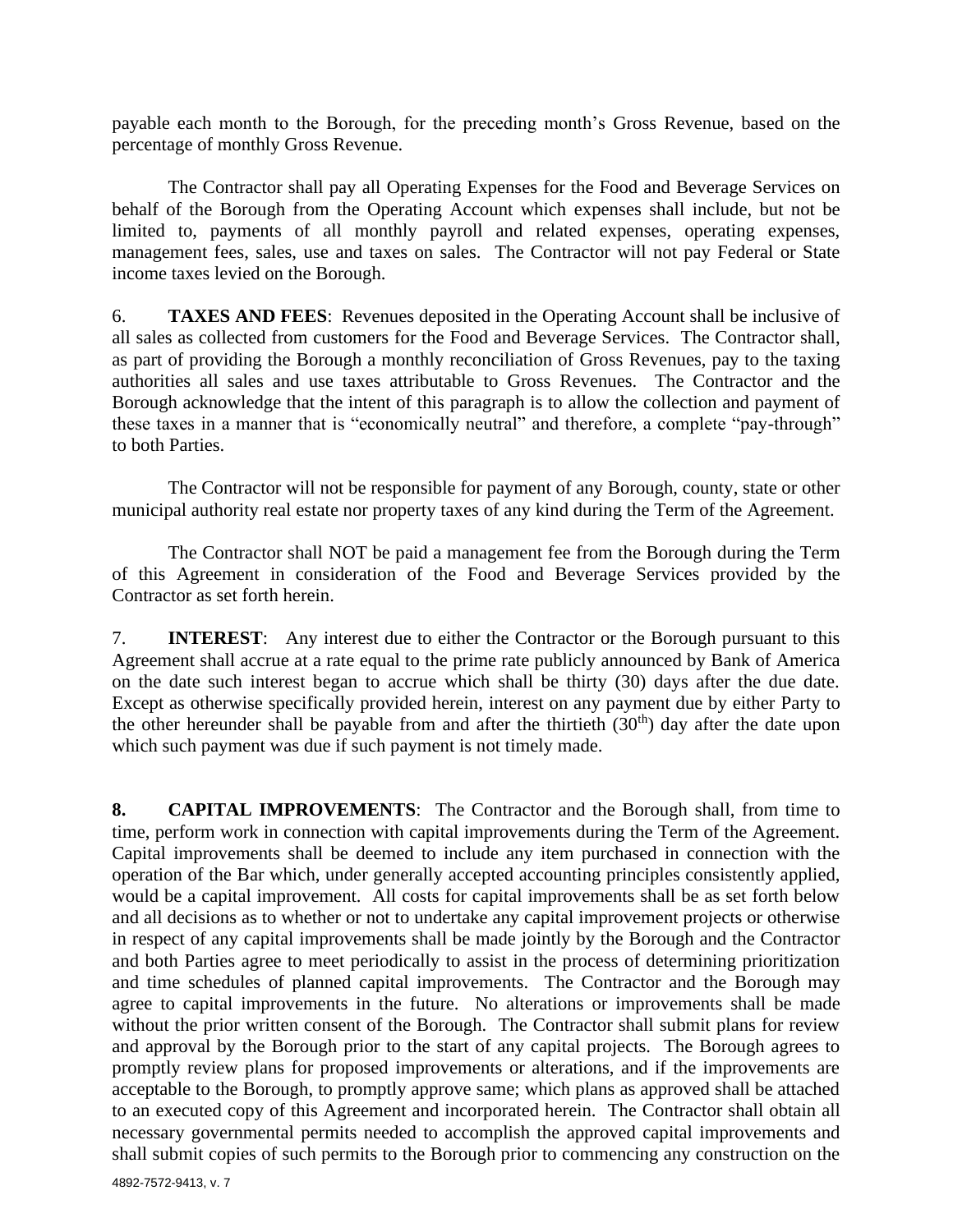payable each month to the Borough, for the preceding month's Gross Revenue, based on the percentage of monthly Gross Revenue.

The Contractor shall pay all Operating Expenses for the Food and Beverage Services on behalf of the Borough from the Operating Account which expenses shall include, but not be limited to, payments of all monthly payroll and related expenses, operating expenses, management fees, sales, use and taxes on sales. The Contractor will not pay Federal or State income taxes levied on the Borough.

6. **TAXES AND FEES**: Revenues deposited in the Operating Account shall be inclusive of all sales as collected from customers for the Food and Beverage Services. The Contractor shall, as part of providing the Borough a monthly reconciliation of Gross Revenues, pay to the taxing authorities all sales and use taxes attributable to Gross Revenues. The Contractor and the Borough acknowledge that the intent of this paragraph is to allow the collection and payment of these taxes in a manner that is "economically neutral" and therefore, a complete "pay-through" to both Parties.

The Contractor will not be responsible for payment of any Borough, county, state or other municipal authority real estate nor property taxes of any kind during the Term of the Agreement.

The Contractor shall NOT be paid a management fee from the Borough during the Term of this Agreement in consideration of the Food and Beverage Services provided by the Contractor as set forth herein.

7. **INTEREST**: Any interest due to either the Contractor or the Borough pursuant to this Agreement shall accrue at a rate equal to the prime rate publicly announced by Bank of America on the date such interest began to accrue which shall be thirty (30) days after the due date. Except as otherwise specifically provided herein, interest on any payment due by either Party to the other hereunder shall be payable from and after the thirtieth (30th) day after the date upon which such payment was due if such payment is not timely made.

**8. CAPITAL IMPROVEMENTS**: The Contractor and the Borough shall, from time to time, perform work in connection with capital improvements during the Term of the Agreement. Capital improvements shall be deemed to include any item purchased in connection with the operation of the Bar which, under generally accepted accounting principles consistently applied, would be a capital improvement. All costs for capital improvements shall be as set forth below and all decisions as to whether or not to undertake any capital improvement projects or otherwise in respect of any capital improvements shall be made jointly by the Borough and the Contractor and both Parties agree to meet periodically to assist in the process of determining prioritization and time schedules of planned capital improvements. The Contractor and the Borough may agree to capital improvements in the future. No alterations or improvements shall be made without the prior written consent of the Borough. The Contractor shall submit plans for review and approval by the Borough prior to the start of any capital projects. The Borough agrees to promptly review plans for proposed improvements or alterations, and if the improvements are acceptable to the Borough, to promptly approve same; which plans as approved shall be attached to an executed copy of this Agreement and incorporated herein. The Contractor shall obtain all necessary governmental permits needed to accomplish the approved capital improvements and shall submit copies of such permits to the Borough prior to commencing any construction on the

4892-7572-9413, v. 7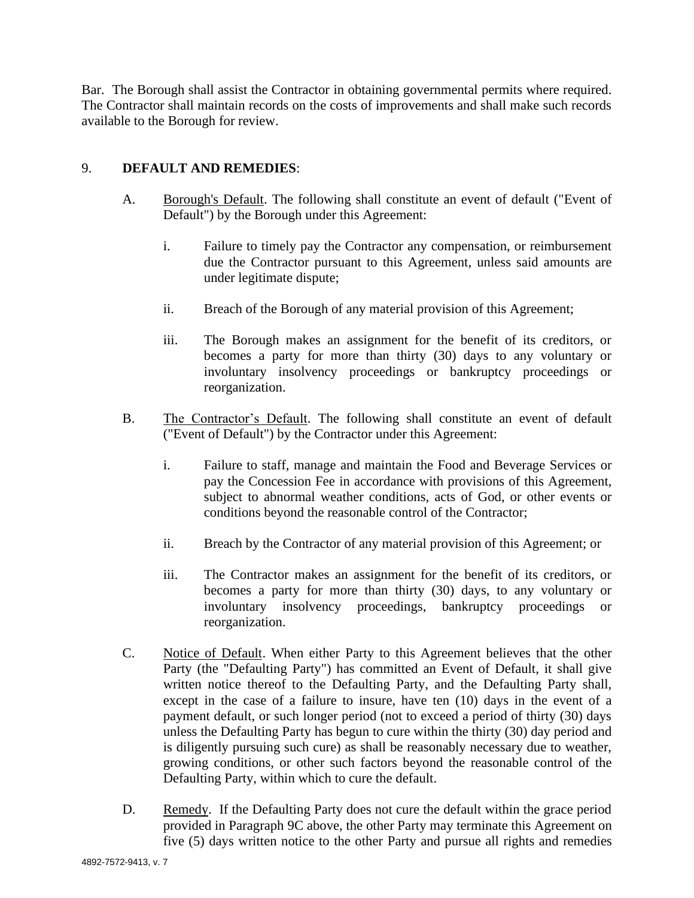Bar. The Borough shall assist the Contractor in obtaining governmental permits where required. The Contractor shall maintain records on the costs of improvements and shall make such records available to the Borough for review.

9. **DEFAULT AND REMEDIES**:

A. Borough's Default. The following shall constitute an event of default ("Event of Default") by the Borough under this Agreement:

i. Failure to timely pay the Contractor any compensation, or reimbursement due the Contractor pursuant to this Agreement, unless said amounts are under legitimate dispute;

ii. Breach of the Borough of any material provision of this Agreement;

iii. The Borough makes an assignment for the benefit of its creditors, or becomes a party for more than thirty (30) days to any voluntary or involuntary insolvency proceedings or bankruptcy proceedings or reorganization.

B. The Contractor's Default. The following shall constitute an event of default ("Event of Default") by the Contractor under this Agreement:

i. Failure to staff, manage and maintain the Food and Beverage Services or pay the Concession Fee in accordance with provisions of this Agreement, subject to abnormal weather conditions, acts of God, or other events or conditions beyond the reasonable control of the Contractor;

ii. Breach by the Contractor of any material provision of this Agreement; or

iii. The Contractor makes an assignment for the benefit of its creditors, or becomes a party for more than thirty (30) days, to any voluntary or involuntary insolvency proceedings, bankruptcy proceedings or reorganization.

C. Notice of Default. When either Party to this Agreement believes that the other Party (the "Defaulting Party") has committed an Event of Default, it shall give written notice thereof to the Defaulting Party, and the Defaulting Party shall, except in the case of a failure to insure, have ten (10) days in the event of a payment default, or such longer period (not to exceed a period of thirty (30) days unless the Defaulting Party has begun to cure within the thirty (30) day period and is diligently pursuing such cure) as shall be reasonably necessary due to weather, growing conditions, or other such factors beyond the reasonable control of the Defaulting Party, within which to cure the default.

D. Remedy. If the Defaulting Party does not cure the default within the grace period provided in Paragraph 9C above, the other Party may terminate this Agreement on five (5) days written notice to the other Party and pursue all rights and remedies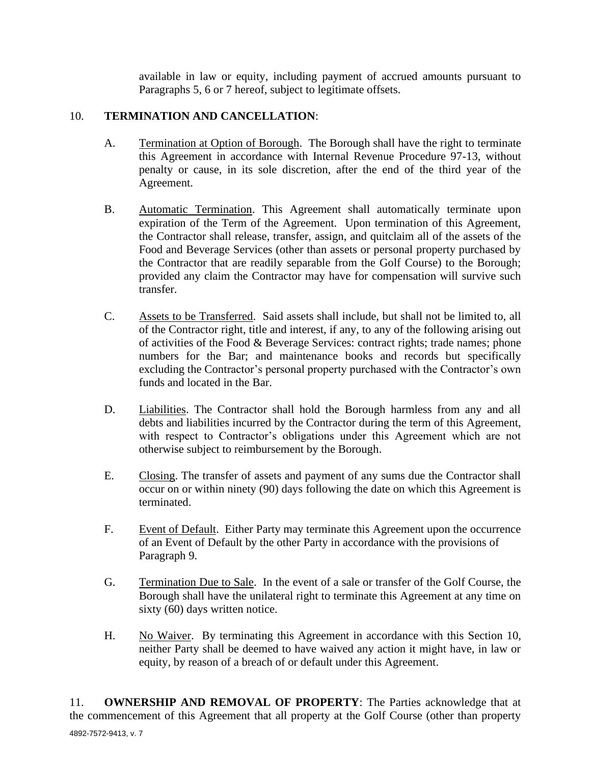available in law or equity, including payment of accrued amounts pursuant to Paragraphs 5, 6 or 7 hereof, subject to legitimate offsets.

10. **TERMINATION AND CANCELLATION**:

A. Termination at Option of Borough. The Borough shall have the right to terminate this Agreement in accordance with Internal Revenue Procedure 97-13, without penalty or cause, in its sole discretion, after the end of the third year of the Agreement.

B. Automatic Termination. This Agreement shall automatically terminate upon expiration of the Term of the Agreement. Upon termination of this Agreement, the Contractor shall release, transfer, assign, and quitclaim all of the assets of the Food and Beverage Services (other than assets or personal property purchased by the Contractor that are readily separable from the Golf Course) to the Borough; provided any claim the Contractor may have for compensation will survive such transfer.

C. Assets to be Transferred. Said assets shall include, but shall not be limited to, all of the Contractor right, title and interest, if any, to any of the following arising out of activities of the Food & Beverage Services: contract rights; trade names; phone numbers for the Bar; and maintenance books and records but specifically excluding the Contractor's personal property purchased with the Contractor's own funds and located in the Bar.

D. Liabilities. The Contractor shall hold the Borough harmless from any and all debts and liabilities incurred by the Contractor during the term of this Agreement, with respect to Contractor's obligations under this Agreement which are not otherwise subject to reimbursement by the Borough.

E. Closing. The transfer of assets and payment of any sums due the Contractor shall occur on or within ninety (90) days following the date on which this Agreement is terminated.

F. Event of Default. Either Party may terminate this Agreement upon the occurrence of an Event of Default by the other Party in accordance with the provisions of Paragraph 9.

G. Termination Due to Sale. In the event of a sale or transfer of the Golf Course, the Borough shall have the unilateral right to terminate this Agreement at any time on sixty (60) days written notice.

H. No Waiver. By terminating this Agreement in accordance with this Section 10, neither Party shall be deemed to have waived any action it might have, in law or equity, by reason of a breach of or default under this Agreement.

11. **OWNERSHIP AND REMOVAL OF PROPERTY**: The Parties acknowledge that at the commencement of this Agreement that all property at the Golf Course (other than property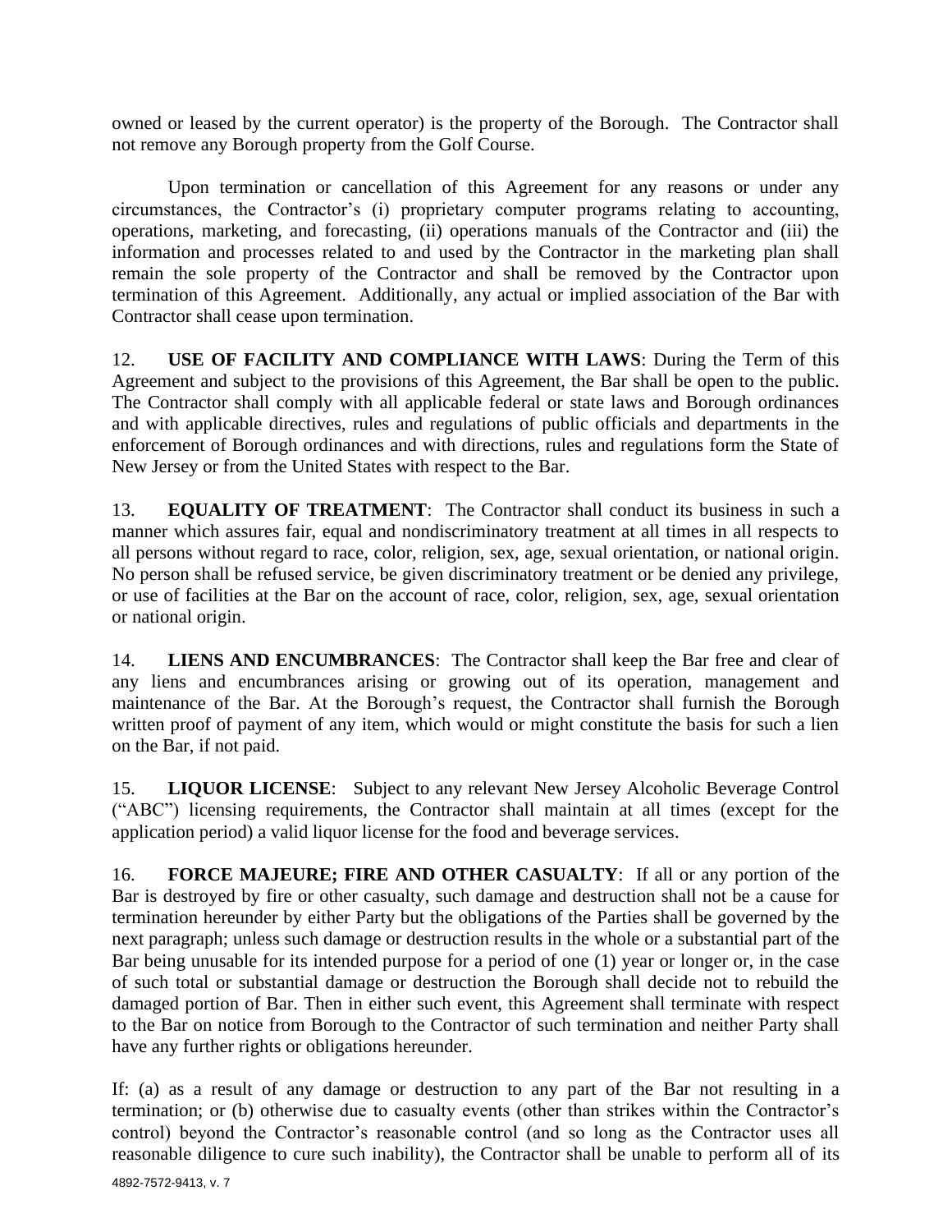owned or leased by the current operator) is the property of the Borough. The Contractor shall not remove any Borough property from the Golf Course.

Upon termination or cancellation of this Agreement for any reasons or under any circumstances, the Contractor's (i) proprietary computer programs relating to accounting, operations, marketing, and forecasting, (ii) operations manuals of the Contractor and (iii) the information and processes related to and used by the Contractor in the marketing plan shall remain the sole property of the Contractor and shall be removed by the Contractor upon termination of this Agreement. Additionally, any actual or implied association of the Bar with Contractor shall cease upon termination.

12. **USE OF FACILITY AND COMPLIANCE WITH LAWS**: During the Term of this Agreement and subject to the provisions of this Agreement, the Bar shall be open to the public. The Contractor shall comply with all applicable federal or state laws and Borough ordinances and with applicable directives, rules and regulations of public officials and departments in the enforcement of Borough ordinances and with directions, rules and regulations form the State of New Jersey or from the United States with respect to the Bar.

13. **EQUALITY OF TREATMENT**: The Contractor shall conduct its business in such a manner which assures fair, equal and nondiscriminatory treatment at all times in all respects to all persons without regard to race, color, religion, sex, age, sexual orientation, or national origin. No person shall be refused service, be given discriminatory treatment or be denied any privilege, or use of facilities at the Bar on the account of race, color, religion, sex, age, sexual orientation or national origin.

14. **LIENS AND ENCUMBRANCES**: The Contractor shall keep the Bar free and clear of any liens and encumbrances arising or growing out of its operation, management and maintenance of the Bar. At the Borough's request, the Contractor shall furnish the Borough written proof of payment of any item, which would or might constitute the basis for such a lien on the Bar, if not paid.

15. **LIQUOR LICENSE**: Subject to any relevant New Jersey Alcoholic Beverage Control ("ABC") licensing requirements, the Contractor shall maintain at all times (except for the application period) a valid liquor license for the food and beverage services.

16. **FORCE MAJEURE; FIRE AND OTHER CASUALTY**: If all or any portion of the Bar is destroyed by fire or other casualty, such damage and destruction shall not be a cause for termination hereunder by either Party but the obligations of the Parties shall be governed by the next paragraph; unless such damage or destruction results in the whole or a substantial part of the Bar being unusable for its intended purpose for a period of one (1) year or longer or, in the case of such total or substantial damage or destruction the Borough shall decide not to rebuild the damaged portion of Bar. Then in either such event, this Agreement shall terminate with respect to the Bar on notice from Borough to the Contractor of such termination and neither Party shall have any further rights or obligations hereunder.

If: (a) as a result of any damage or destruction to any part of the Bar not resulting in a termination; or (b) otherwise due to casualty events (other than strikes within the Contractor's control) beyond the Contractor's reasonable control (and so long as the Contractor uses all reasonable diligence to cure such inability), the Contractor shall be unable to perform all of its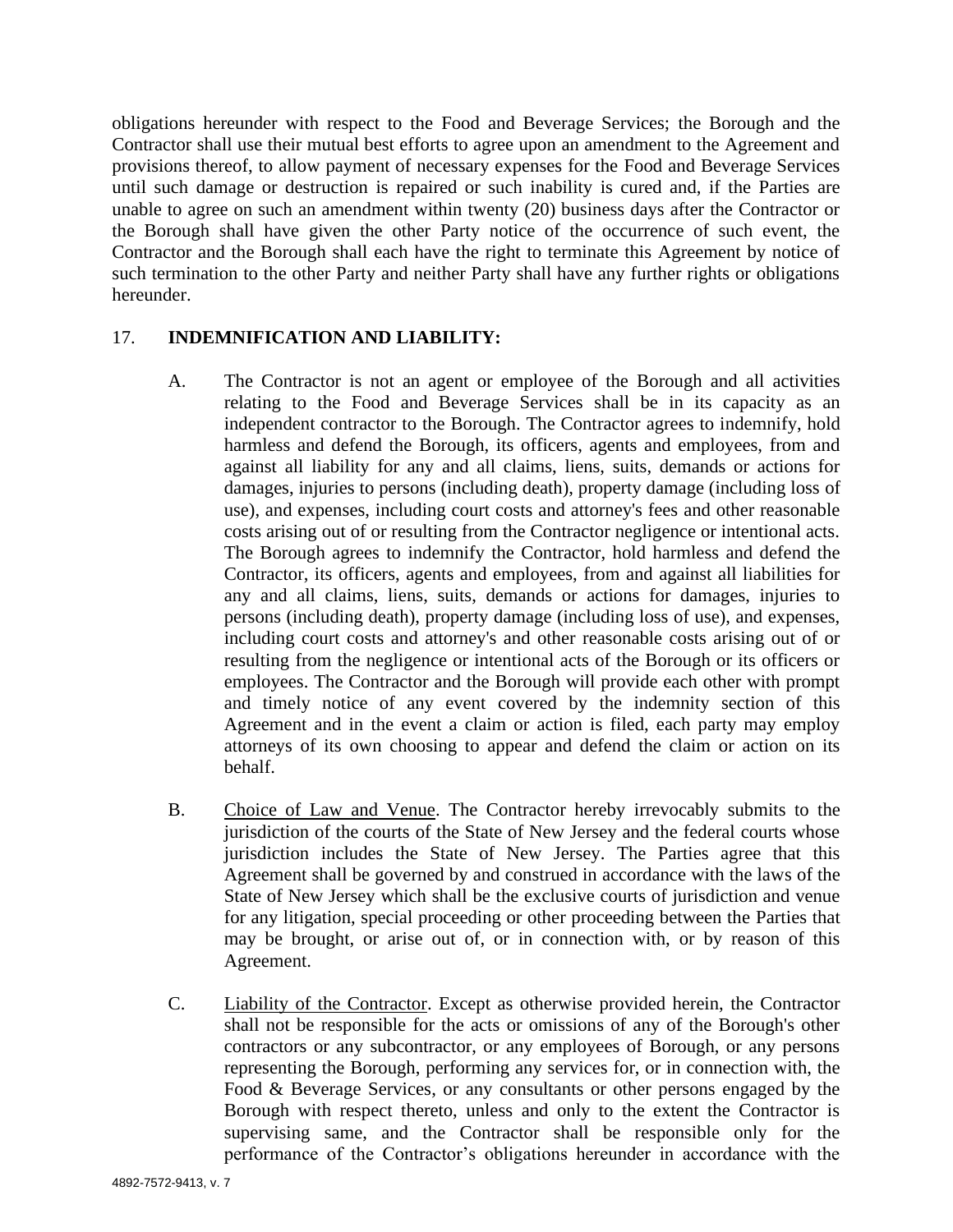obligations hereunder with respect to the Food and Beverage Services; the Borough and the Contractor shall use their mutual best efforts to agree upon an amendment to the Agreement and provisions thereof, to allow payment of necessary expenses for the Food and Beverage Services until such damage or destruction is repaired or such inability is cured and, if the Parties are unable to agree on such an amendment within twenty (20) business days after the Contractor or the Borough shall have given the other Party notice of the occurrence of such event, the Contractor and the Borough shall each have the right to terminate this Agreement by notice of such termination to the other Party and neither Party shall have any further rights or obligations hereunder.

17. **INDEMNIFICATION AND LIABILITY:**

A. The Contractor is not an agent or employee of the Borough and all activities relating to the Food and Beverage Services shall be in its capacity as an independent contractor to the Borough. The Contractor agrees to indemnify, hold harmless and defend the Borough, its officers, agents and employees, from and against all liability for any and all claims, liens, suits, demands or actions for damages, injuries to persons (including death), property damage (including loss of use), and expenses, including court costs and attorney's fees and other reasonable costs arising out of or resulting from the Contractor negligence or intentional acts. The Borough agrees to indemnify the Contractor, hold harmless and defend the Contractor, its officers, agents and employees, from and against all liabilities for any and all claims, liens, suits, demands or actions for damages, injuries to persons (including death), property damage (including loss of use), and expenses, including court costs and attorney's and other reasonable costs arising out of or resulting from the negligence or intentional acts of the Borough or its officers or employees. The Contractor and the Borough will provide each other with prompt and timely notice of any event covered by the indemnity section of this Agreement and in the event a claim or action is filed, each party may employ attorneys of its own choosing to appear and defend the claim or action on its behalf.

B. Choice of Law and Venue. The Contractor hereby irrevocably submits to the jurisdiction of the courts of the State of New Jersey and the federal courts whose jurisdiction includes the State of New Jersey. The Parties agree that this Agreement shall be governed by and construed in accordance with the laws of the State of New Jersey which shall be the exclusive courts of jurisdiction and venue for any litigation, special proceeding or other proceeding between the Parties that may be brought, or arise out of, or in connection with, or by reason of this Agreement.

C. Liability of the Contractor. Except as otherwise provided herein, the Contractor shall not be responsible for the acts or omissions of any of the Borough's other contractors or any subcontractor, or any employees of Borough, or any persons representing the Borough, performing any services for, or in connection with, the Food & Beverage Services, or any consultants or other persons engaged by the Borough with respect thereto, unless and only to the extent the Contractor is supervising same, and the Contractor shall be responsible only for the performance of the Contractor's obligations hereunder in accordance with the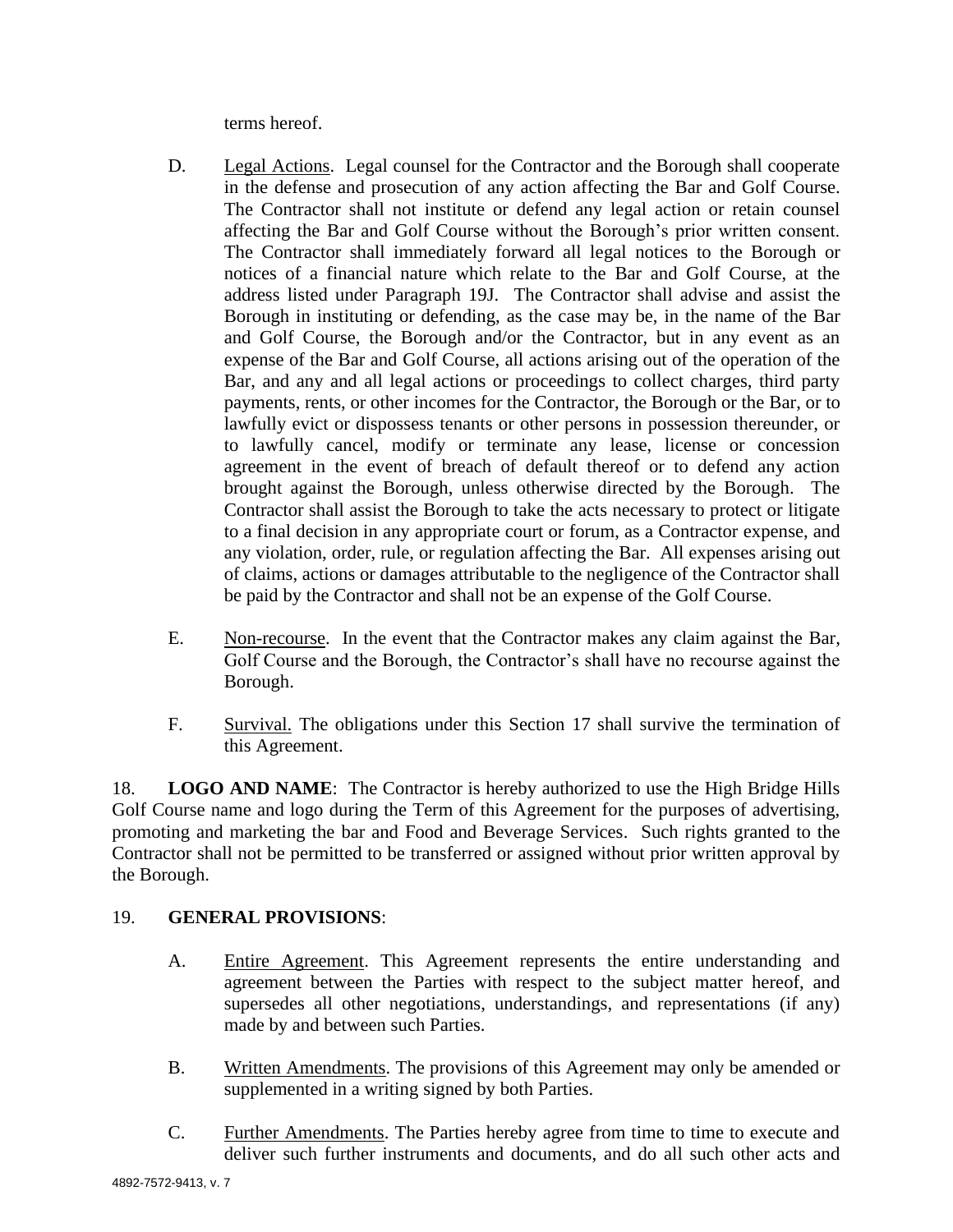terms hereof.

D. Legal Actions. Legal counsel for the Contractor and the Borough shall cooperate in the defense and prosecution of any action affecting the Bar and Golf Course. The Contractor shall not institute or defend any legal action or retain counsel affecting the Bar and Golf Course without the Borough's prior written consent. The Contractor shall immediately forward all legal notices to the Borough or notices of a financial nature which relate to the Bar and Golf Course, at the address listed under Paragraph 19J. The Contractor shall advise and assist the Borough in instituting or defending, as the case may be, in the name of the Bar and Golf Course, the Borough and/or the Contractor, but in any event as an expense of the Bar and Golf Course, all actions arising out of the operation of the Bar, and any and all legal actions or proceedings to collect charges, third party payments, rents, or other incomes for the Contractor, the Borough or the Bar, or to lawfully evict or dispossess tenants or other persons in possession thereunder, or to lawfully cancel, modify or terminate any lease, license or concession agreement in the event of breach of default thereof or to defend any action brought against the Borough, unless otherwise directed by the Borough. The Contractor shall assist the Borough to take the acts necessary to protect or litigate to a final decision in any appropriate court or forum, as a Contractor expense, and any violation, order, rule, or regulation affecting the Bar. All expenses arising out of claims, actions or damages attributable to the negligence of the Contractor shall be paid by the Contractor and shall not be an expense of the Golf Course.

E. Non-recourse. In the event that the Contractor makes any claim against the Bar, Golf Course and the Borough, the Contractor's shall have no recourse against the Borough.

F. Survival. The obligations under this Section 17 shall survive the termination of this Agreement.

18. **LOGO AND NAME**: The Contractor is hereby authorized to use the High Bridge Hills Golf Course name and logo during the Term of this Agreement for the purposes of advertising, promoting and marketing the bar and Food and Beverage Services. Such rights granted to the Contractor shall not be permitted to be transferred or assigned without prior written approval by the Borough.

19. **GENERAL PROVISIONS**:

A. Entire Agreement. This Agreement represents the entire understanding and agreement between the Parties with respect to the subject matter hereof, and supersedes all other negotiations, understandings, and representations (if any) made by and between such Parties.

B. Written Amendments. The provisions of this Agreement may only be amended or supplemented in a writing signed by both Parties.

C. Further Amendments. The Parties hereby agree from time to time to execute and deliver such further instruments and documents, and do all such other acts and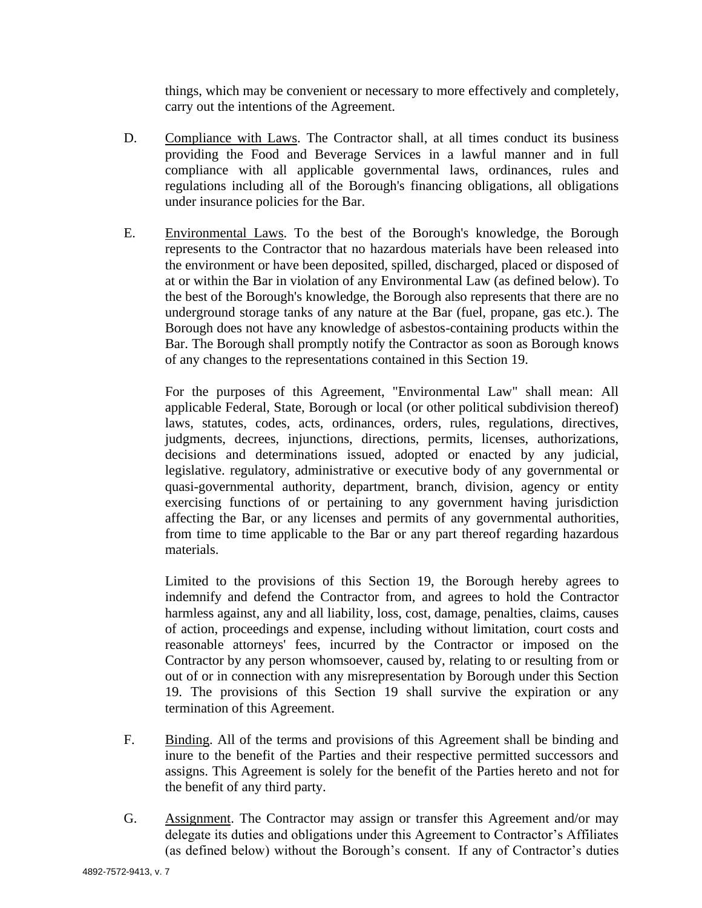things, which may be convenient or necessary to more effectively and completely, carry out the intentions of the Agreement.

D. Compliance with Laws. The Contractor shall, at all times conduct its business providing the Food and Beverage Services in a lawful manner and in full compliance with all applicable governmental laws, ordinances, rules and regulations including all of the Borough's financing obligations, all obligations under insurance policies for the Bar.

E. Environmental Laws. To the best of the Borough's knowledge, the Borough represents to the Contractor that no hazardous materials have been released into the environment or have been deposited, spilled, discharged, placed or disposed of at or within the Bar in violation of any Environmental Law (as defined below). To the best of the Borough's knowledge, the Borough also represents that there are no underground storage tanks of any nature at the Bar (fuel, propane, gas etc.). The Borough does not have any knowledge of asbestos-containing products within the Bar. The Borough shall promptly notify the Contractor as soon as Borough knows of any changes to the representations contained in this Section 19.

For the purposes of this Agreement, "Environmental Law" shall mean: All applicable Federal, State, Borough or local (or other political subdivision thereof) laws, statutes, codes, acts, ordinances, orders, rules, regulations, directives, judgments, decrees, injunctions, directions, permits, licenses, authorizations, decisions and determinations issued, adopted or enacted by any judicial, legislative. regulatory, administrative or executive body of any governmental or quasi-governmental authority, department, branch, division, agency or entity exercising functions of or pertaining to any government having jurisdiction affecting the Bar, or any licenses and permits of any governmental authorities, from time to time applicable to the Bar or any part thereof regarding hazardous materials.

Limited to the provisions of this Section 19, the Borough hereby agrees to indemnify and defend the Contractor from, and agrees to hold the Contractor harmless against, any and all liability, loss, cost, damage, penalties, claims, causes of action, proceedings and expense, including without limitation, court costs and reasonable attorneys' fees, incurred by the Contractor or imposed on the Contractor by any person whomsoever, caused by, relating to or resulting from or out of or in connection with any misrepresentation by Borough under this Section 19. The provisions of this Section 19 shall survive the expiration or any termination of this Agreement.

F. Binding. All of the terms and provisions of this Agreement shall be binding and inure to the benefit of the Parties and their respective permitted successors and assigns. This Agreement is solely for the benefit of the Parties hereto and not for the benefit of any third party.

G. Assignment. The Contractor may assign or transfer this Agreement and/or may delegate its duties and obligations under this Agreement to Contractor's Affiliates (as defined below) without the Borough's consent. If any of Contractor's duties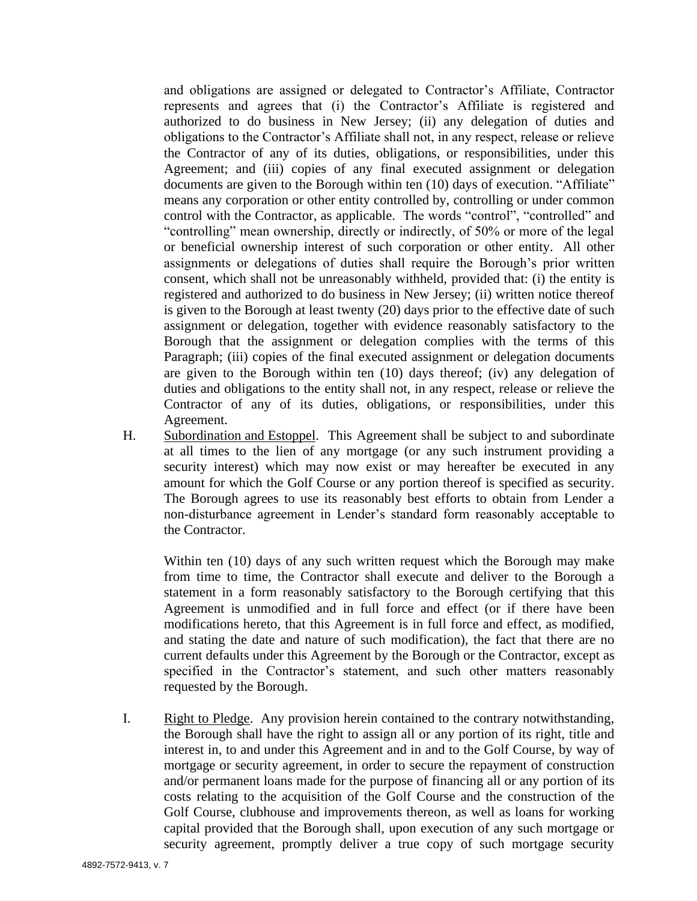and obligations are assigned or delegated to Contractor's Affiliate, Contractor represents and agrees that (i) the Contractor's Affiliate is registered and authorized to do business in New Jersey; (ii) any delegation of duties and obligations to the Contractor's Affiliate shall not, in any respect, release or relieve the Contractor of any of its duties, obligations, or responsibilities, under this Agreement; and (iii) copies of any final executed assignment or delegation documents are given to the Borough within ten (10) days of execution. "Affiliate" means any corporation or other entity controlled by, controlling or under common control with the Contractor, as applicable. The words "control", "controlled" and "controlling" mean ownership, directly or indirectly, of 50% or more of the legal or beneficial ownership interest of such corporation or other entity. All other assignments or delegations of duties shall require the Borough's prior written consent, which shall not be unreasonably withheld, provided that: (i) the entity is registered and authorized to do business in New Jersey; (ii) written notice thereof is given to the Borough at least twenty (20) days prior to the effective date of such assignment or delegation, together with evidence reasonably satisfactory to the Borough that the assignment or delegation complies with the terms of this Paragraph; (iii) copies of the final executed assignment or delegation documents are given to the Borough within ten (10) days thereof; (iv) any delegation of duties and obligations to the entity shall not, in any respect, release or relieve the Contractor of any of its duties, obligations, or responsibilities, under this Agreement.

H. Subordination and Estoppel. This Agreement shall be subject to and subordinate at all times to the lien of any mortgage (or any such instrument providing a security interest) which may now exist or may hereafter be executed in any amount for which the Golf Course or any portion thereof is specified as security. The Borough agrees to use its reasonably best efforts to obtain from Lender a non-disturbance agreement in Lender's standard form reasonably acceptable to the Contractor.

Within ten (10) days of any such written request which the Borough may make from time to time, the Contractor shall execute and deliver to the Borough a statement in a form reasonably satisfactory to the Borough certifying that this Agreement is unmodified and in full force and effect (or if there have been modifications hereto, that this Agreement is in full force and effect, as modified, and stating the date and nature of such modification), the fact that there are no current defaults under this Agreement by the Borough or the Contractor, except as specified in the Contractor's statement, and such other matters reasonably requested by the Borough.

I. Right to Pledge. Any provision herein contained to the contrary notwithstanding, the Borough shall have the right to assign all or any portion of its right, title and interest in, to and under this Agreement and in and to the Golf Course, by way of mortgage or security agreement, in order to secure the repayment of construction and/or permanent loans made for the purpose of financing all or any portion of its costs relating to the acquisition of the Golf Course and the construction of the Golf Course, clubhouse and improvements thereon, as well as loans for working capital provided that the Borough shall, upon execution of any such mortgage or security agreement, promptly deliver a true copy of such mortgage security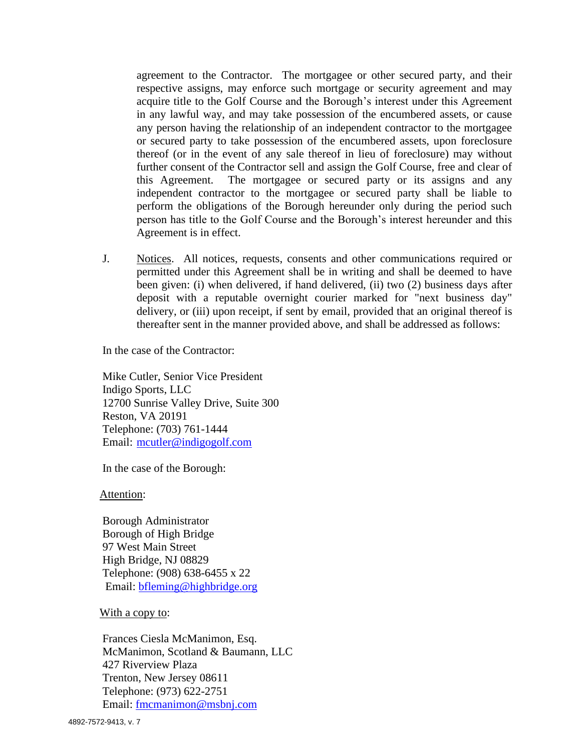agreement to the Contractor. The mortgagee or other secured party, and their respective assigns, may enforce such mortgage or security agreement and may acquire title to the Golf Course and the Borough's interest under this Agreement in any lawful way, and may take possession of the encumbered assets, or cause any person having the relationship of an independent contractor to the mortgagee or secured party to take possession of the encumbered assets, upon foreclosure thereof (or in the event of any sale thereof in lieu of foreclosure) may without further consent of the Contractor sell and assign the Golf Course, free and clear of this Agreement. The mortgagee or secured party or its assigns and any independent contractor to the mortgagee or secured party shall be liable to perform the obligations of the Borough hereunder only during the period such person has title to the Golf Course and the Borough's interest hereunder and this Agreement is in effect.

J. Notices. All notices, requests, consents and other communications required or permitted under this Agreement shall be in writing and shall be deemed to have been given: (i) when delivered, if hand delivered, (ii) two (2) business days after deposit with a reputable overnight courier marked for "next business day" delivery, or (iii) upon receipt, if sent by email, provided that an original thereof is thereafter sent in the manner provided above, and shall be addressed as follows:

In the case of the Contractor:

Mike Cutler, Senior Vice President
Indigo Sports, LLC
12700 Sunrise Valley Drive, Suite 300
Reston, VA 20191
Telephone: (703) 761-1444
Email: mcutler@indigogolf.com

In the case of the Borough:

Attention:

Borough Administrator
Borough of High Bridge
97 West Main Street
High Bridge, NJ 08829
Telephone: (908) 638-6455 x 22
Email: bfleming@highbridge.org

With a copy to:

Frances Ciesla McManimon, Esq.
McManimon, Scotland & Baumann, LLC
427 Riverview Plaza
Trenton, New Jersey 08611
Telephone: (973) 622-2751
Email: fmcmanimon@msbnj.com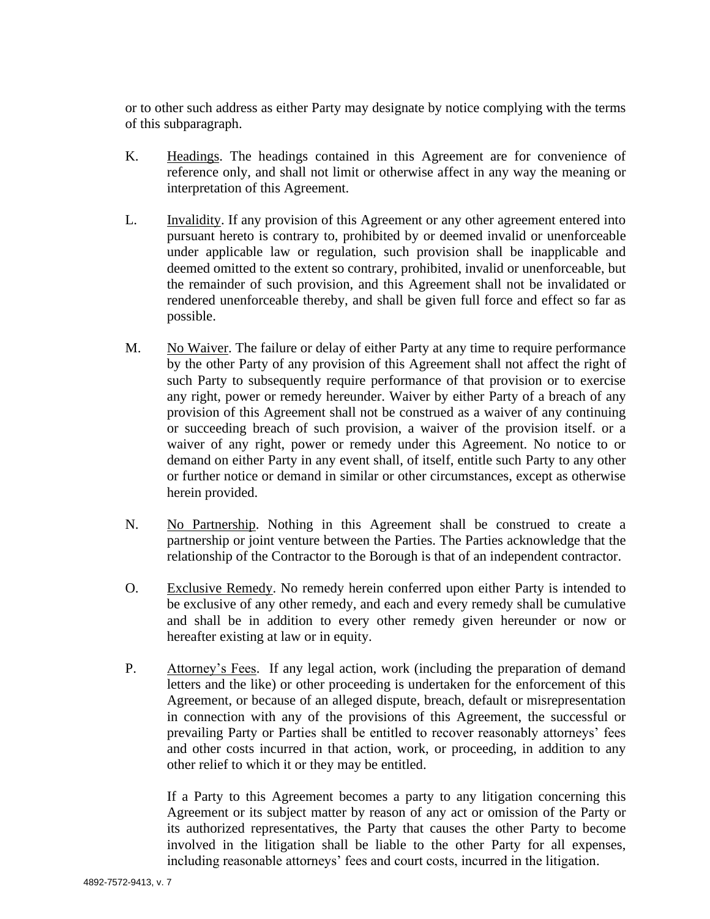or to other such address as either Party may designate by notice complying with the terms of this subparagraph.

K. Headings. The headings contained in this Agreement are for convenience of reference only, and shall not limit or otherwise affect in any way the meaning or interpretation of this Agreement.

L. Invalidity. If any provision of this Agreement or any other agreement entered into pursuant hereto is contrary to, prohibited by or deemed invalid or unenforceable under applicable law or regulation, such provision shall be inapplicable and deemed omitted to the extent so contrary, prohibited, invalid or unenforceable, but the remainder of such provision, and this Agreement shall not be invalidated or rendered unenforceable thereby, and shall be given full force and effect so far as possible.

M. No Waiver. The failure or delay of either Party at any time to require performance by the other Party of any provision of this Agreement shall not affect the right of such Party to subsequently require performance of that provision or to exercise any right, power or remedy hereunder. Waiver by either Party of a breach of any provision of this Agreement shall not be construed as a waiver of any continuing or succeeding breach of such provision, a waiver of the provision itself. or a waiver of any right, power or remedy under this Agreement. No notice to or demand on either Party in any event shall, of itself, entitle such Party to any other or further notice or demand in similar or other circumstances, except as otherwise herein provided.

N. No Partnership. Nothing in this Agreement shall be construed to create a partnership or joint venture between the Parties. The Parties acknowledge that the relationship of the Contractor to the Borough is that of an independent contractor.

O. Exclusive Remedy. No remedy herein conferred upon either Party is intended to be exclusive of any other remedy, and each and every remedy shall be cumulative and shall be in addition to every other remedy given hereunder or now or hereafter existing at law or in equity.

P. Attorney's Fees. If any legal action, work (including the preparation of demand letters and the like) or other proceeding is undertaken for the enforcement of this Agreement, or because of an alleged dispute, breach, default or misrepresentation in connection with any of the provisions of this Agreement, the successful or prevailing Party or Parties shall be entitled to recover reasonably attorneys' fees and other costs incurred in that action, work, or proceeding, in addition to any other relief to which it or they may be entitled.

If a Party to this Agreement becomes a party to any litigation concerning this Agreement or its subject matter by reason of any act or omission of the Party or its authorized representatives, the Party that causes the other Party to become involved in the litigation shall be liable to the other Party for all expenses, including reasonable attorneys' fees and court costs, incurred in the litigation.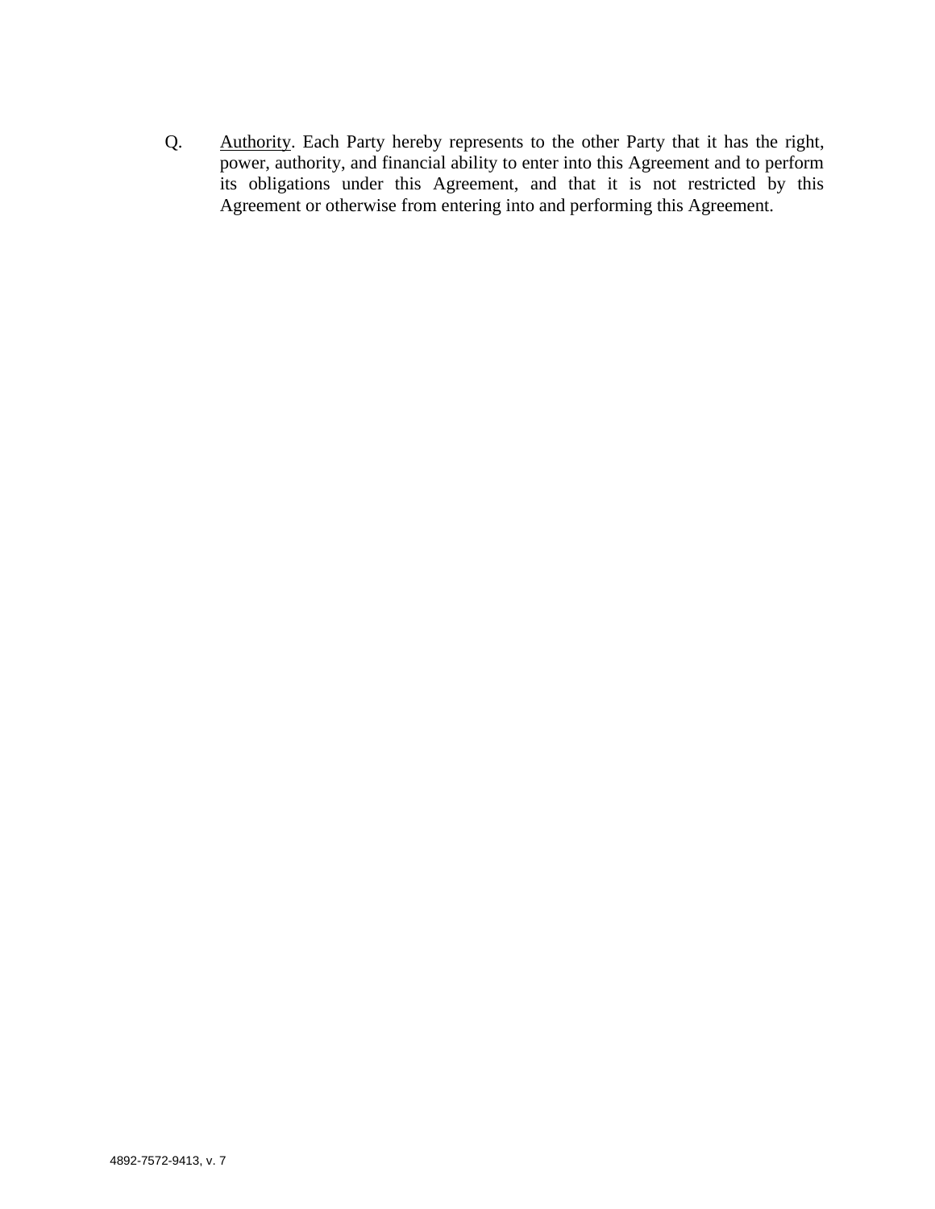Q. Authority. Each Party hereby represents to the other Party that it has the right, power, authority, and financial ability to enter into this Agreement and to perform its obligations under this Agreement, and that it is not restricted by this Agreement or otherwise from entering into and performing this Agreement.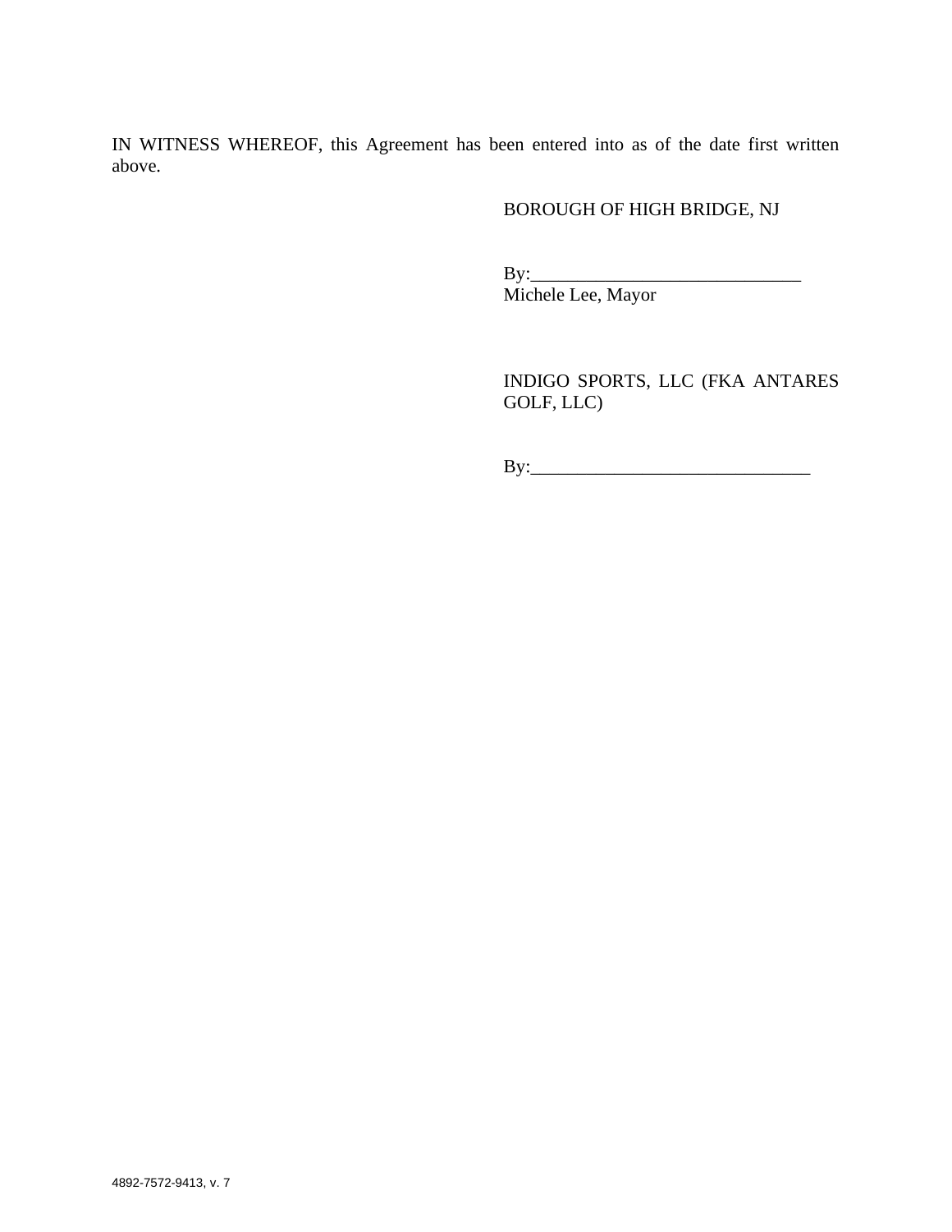IN WITNESS WHEREOF, this Agreement has been entered into as of the date first written above.

BOROUGH OF HIGH BRIDGE, NJ

By:______________________________
Michele Lee, Mayor

INDIGO SPORTS, LLC (FKA ANTARES GOLF, LLC)

By:_______________________________

4892-7572-9413, v. 7